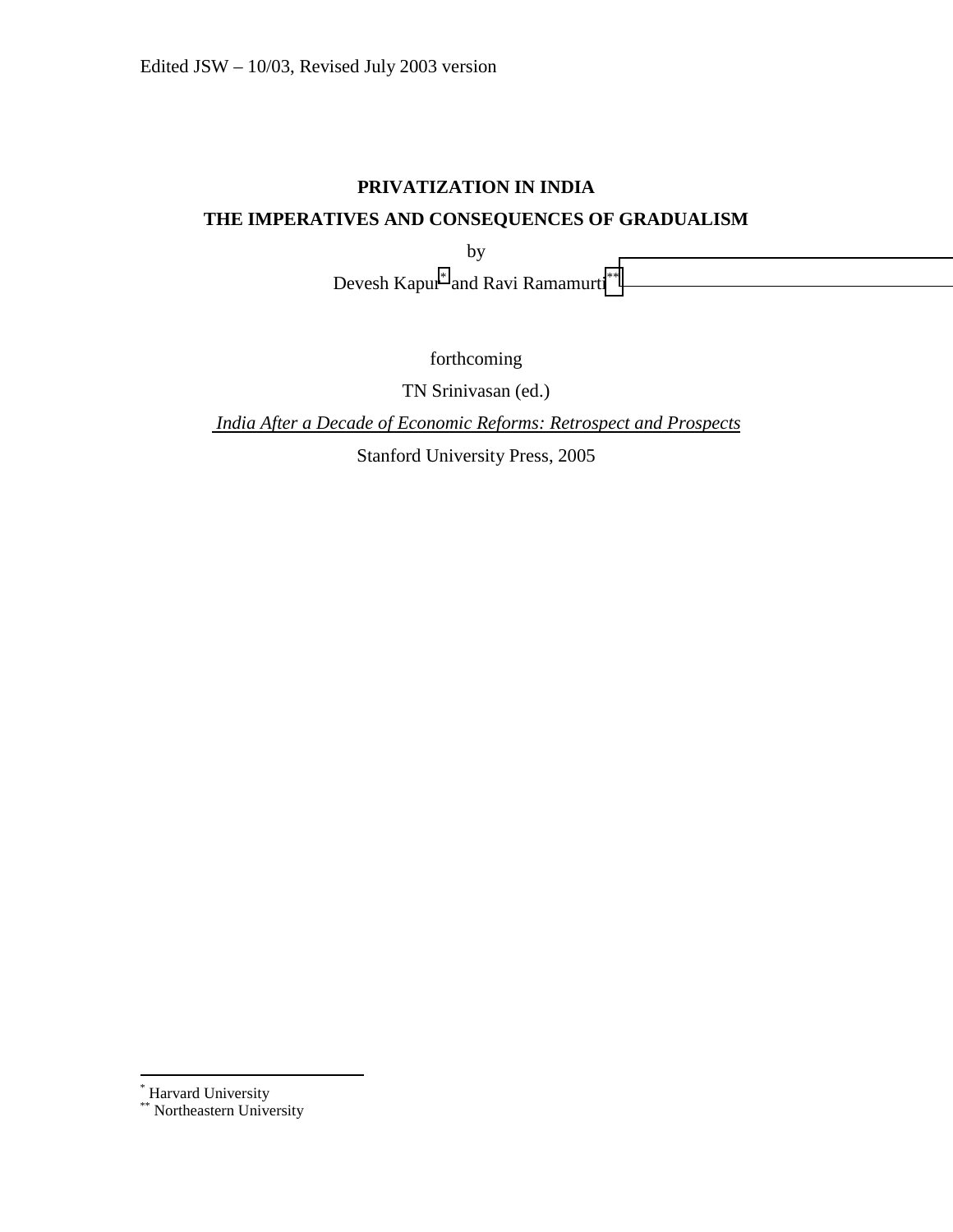Edited JSW – 10/03, Revised July 2003 version

# PRIVATIZATION IN INDIA

## THE IMPERATIVES AND CONSEQUENCES OF GRADUALISM

by

Devesh Kapur[*] and Ravi Ramamurti[**]

forthcoming

TN Srinivasan (ed.)

*India After a Decade of Economic Reforms: Retrospect and Prospects*

Stanford University Press, 2005

---

[*] Harvard University

[**] Northeastern University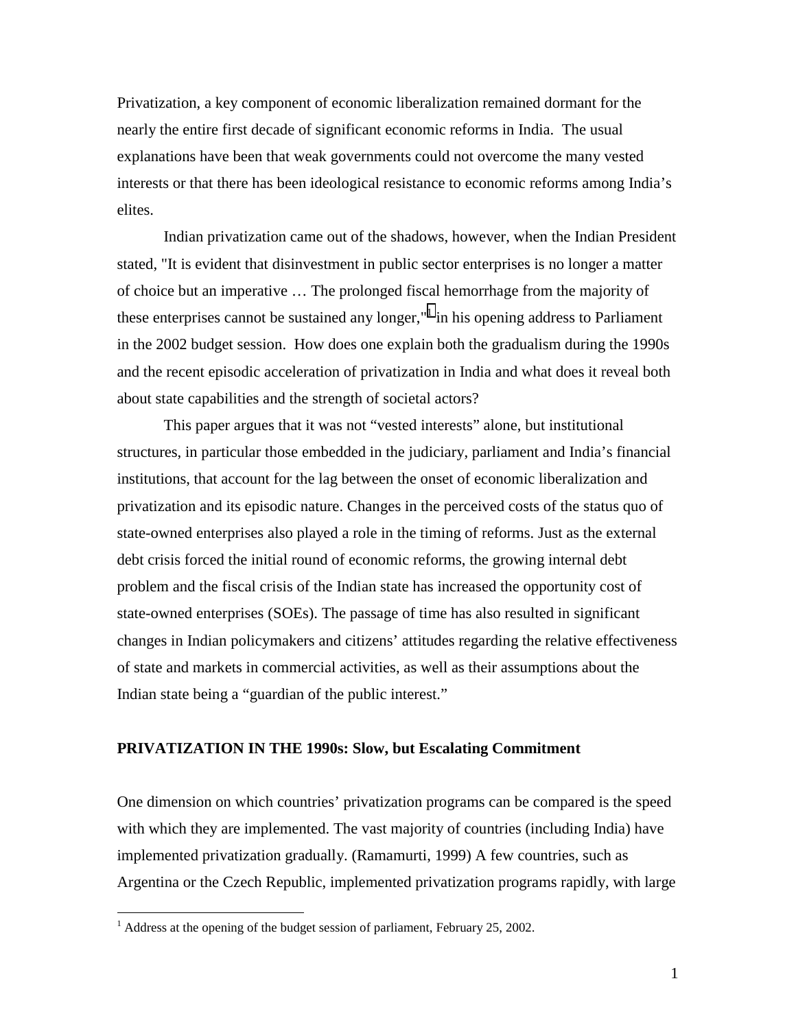Privatization, a key component of economic liberalization remained dormant for the nearly the entire first decade of significant economic reforms in India. The usual explanations have been that weak governments could not overcome the many vested interests or that there has been ideological resistance to economic reforms among India's elites.

Indian privatization came out of the shadows, however, when the Indian President stated, "It is evident that disinvestment in public sector enterprises is no longer a matter of choice but an imperative … The prolonged fiscal hemorrhage from the majority of these enterprises cannot be sustained any longer,"[1] in his opening address to Parliament in the 2002 budget session. How does one explain both the gradualism during the 1990s and the recent episodic acceleration of privatization in India and what does it reveal both about state capabilities and the strength of societal actors?

This paper argues that it was not "vested interests" alone, but institutional structures, in particular those embedded in the judiciary, parliament and India's financial institutions, that account for the lag between the onset of economic liberalization and privatization and its episodic nature. Changes in the perceived costs of the status quo of state-owned enterprises also played a role in the timing of reforms. Just as the external debt crisis forced the initial round of economic reforms, the growing internal debt problem and the fiscal crisis of the Indian state has increased the opportunity cost of state-owned enterprises (SOEs). The passage of time has also resulted in significant changes in Indian policymakers and citizens' attitudes regarding the relative effectiveness of state and markets in commercial activities, as well as their assumptions about the Indian state being a "guardian of the public interest."

## PRIVATIZATION IN THE 1990s: Slow, but Escalating Commitment

One dimension on which countries' privatization programs can be compared is the speed with which they are implemented. The vast majority of countries (including India) have implemented privatization gradually. (Ramamurti, 1999) A few countries, such as Argentina or the Czech Republic, implemented privatization programs rapidly, with large

[1] Address at the opening of the budget session of parliament, February 25, 2002.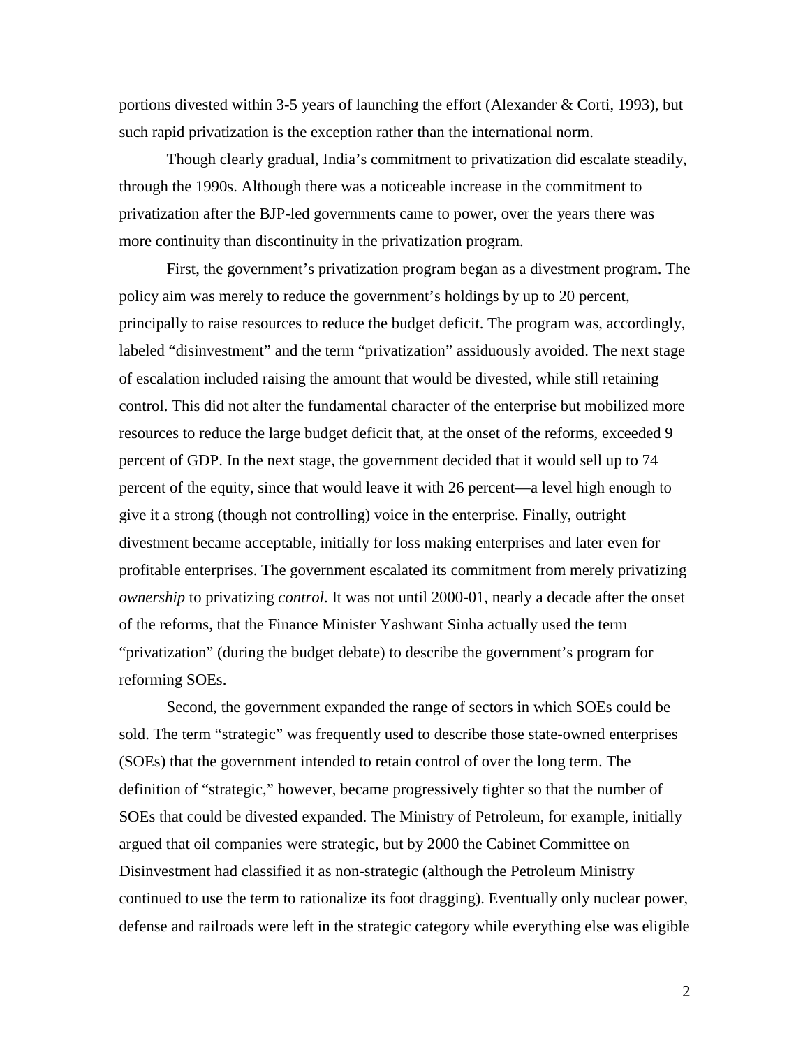portions divested within 3-5 years of launching the effort (Alexander & Corti, 1993), but such rapid privatization is the exception rather than the international norm.

Though clearly gradual, India's commitment to privatization did escalate steadily, through the 1990s. Although there was a noticeable increase in the commitment to privatization after the BJP-led governments came to power, over the years there was more continuity than discontinuity in the privatization program.

First, the government's privatization program began as a divestment program. The policy aim was merely to reduce the government's holdings by up to 20 percent, principally to raise resources to reduce the budget deficit. The program was, accordingly, labeled "disinvestment" and the term "privatization" assiduously avoided. The next stage of escalation included raising the amount that would be divested, while still retaining control. This did not alter the fundamental character of the enterprise but mobilized more resources to reduce the large budget deficit that, at the onset of the reforms, exceeded 9 percent of GDP. In the next stage, the government decided that it would sell up to 74 percent of the equity, since that would leave it with 26 percent—a level high enough to give it a strong (though not controlling) voice in the enterprise. Finally, outright divestment became acceptable, initially for loss making enterprises and later even for profitable enterprises. The government escalated its commitment from merely privatizing *ownership* to privatizing *control*. It was not until 2000-01, nearly a decade after the onset of the reforms, that the Finance Minister Yashwant Sinha actually used the term "privatization" (during the budget debate) to describe the government's program for reforming SOEs.

Second, the government expanded the range of sectors in which SOEs could be sold. The term "strategic" was frequently used to describe those state-owned enterprises (SOEs) that the government intended to retain control of over the long term. The definition of "strategic," however, became progressively tighter so that the number of SOEs that could be divested expanded. The Ministry of Petroleum, for example, initially argued that oil companies were strategic, but by 2000 the Cabinet Committee on Disinvestment had classified it as non-strategic (although the Petroleum Ministry continued to use the term to rationalize its foot dragging). Eventually only nuclear power, defense and railroads were left in the strategic category while everything else was eligible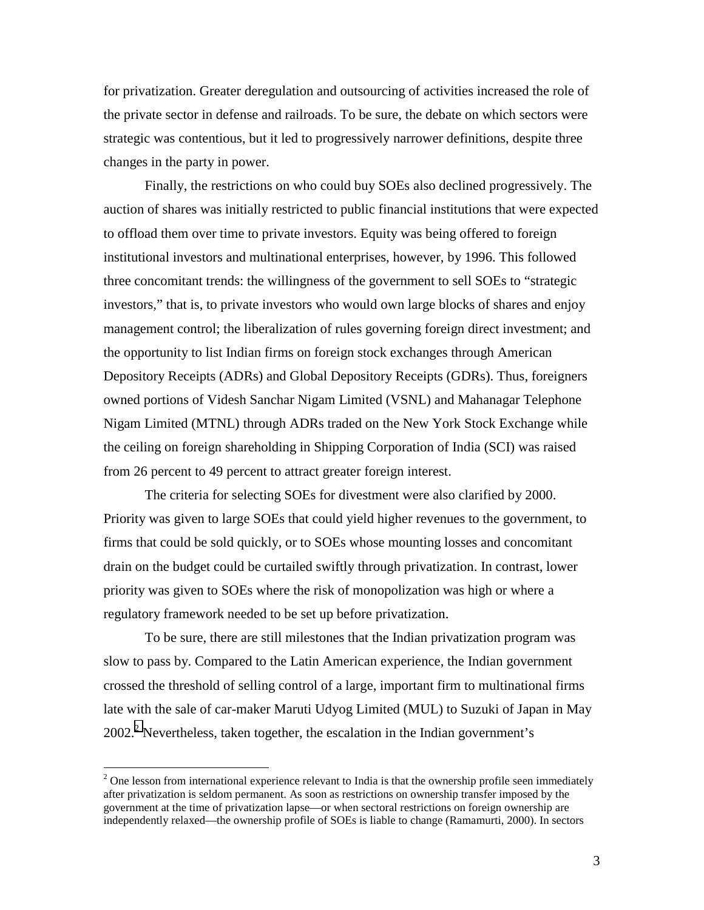for privatization. Greater deregulation and outsourcing of activities increased the role of the private sector in defense and railroads. To be sure, the debate on which sectors were strategic was contentious, but it led to progressively narrower definitions, despite three changes in the party in power.

Finally, the restrictions on who could buy SOEs also declined progressively. The auction of shares was initially restricted to public financial institutions that were expected to offload them over time to private investors. Equity was being offered to foreign institutional investors and multinational enterprises, however, by 1996. This followed three concomitant trends: the willingness of the government to sell SOEs to "strategic investors," that is, to private investors who would own large blocks of shares and enjoy management control; the liberalization of rules governing foreign direct investment; and the opportunity to list Indian firms on foreign stock exchanges through American Depository Receipts (ADRs) and Global Depository Receipts (GDRs). Thus, foreigners owned portions of Videsh Sanchar Nigam Limited (VSNL) and Mahanagar Telephone Nigam Limited (MTNL) through ADRs traded on the New York Stock Exchange while the ceiling on foreign shareholding in Shipping Corporation of India (SCI) was raised from 26 percent to 49 percent to attract greater foreign interest.

The criteria for selecting SOEs for divestment were also clarified by 2000. Priority was given to large SOEs that could yield higher revenues to the government, to firms that could be sold quickly, or to SOEs whose mounting losses and concomitant drain on the budget could be curtailed swiftly through privatization. In contrast, lower priority was given to SOEs where the risk of monopolization was high or where a regulatory framework needed to be set up before privatization.

To be sure, there are still milestones that the Indian privatization program was slow to pass by. Compared to the Latin American experience, the Indian government crossed the threshold of selling control of a large, important firm to multinational firms late with the sale of car-maker Maruti Udyog Limited (MUL) to Suzuki of Japan in May 2002.[2] Nevertheless, taken together, the escalation in the Indian government's

[2] One lesson from international experience relevant to India is that the ownership profile seen immediately after privatization is seldom permanent. As soon as restrictions on ownership transfer imposed by the government at the time of privatization lapse—or when sectoral restrictions on foreign ownership are independently relaxed—the ownership profile of SOEs is liable to change (Ramamurti, 2000). In sectors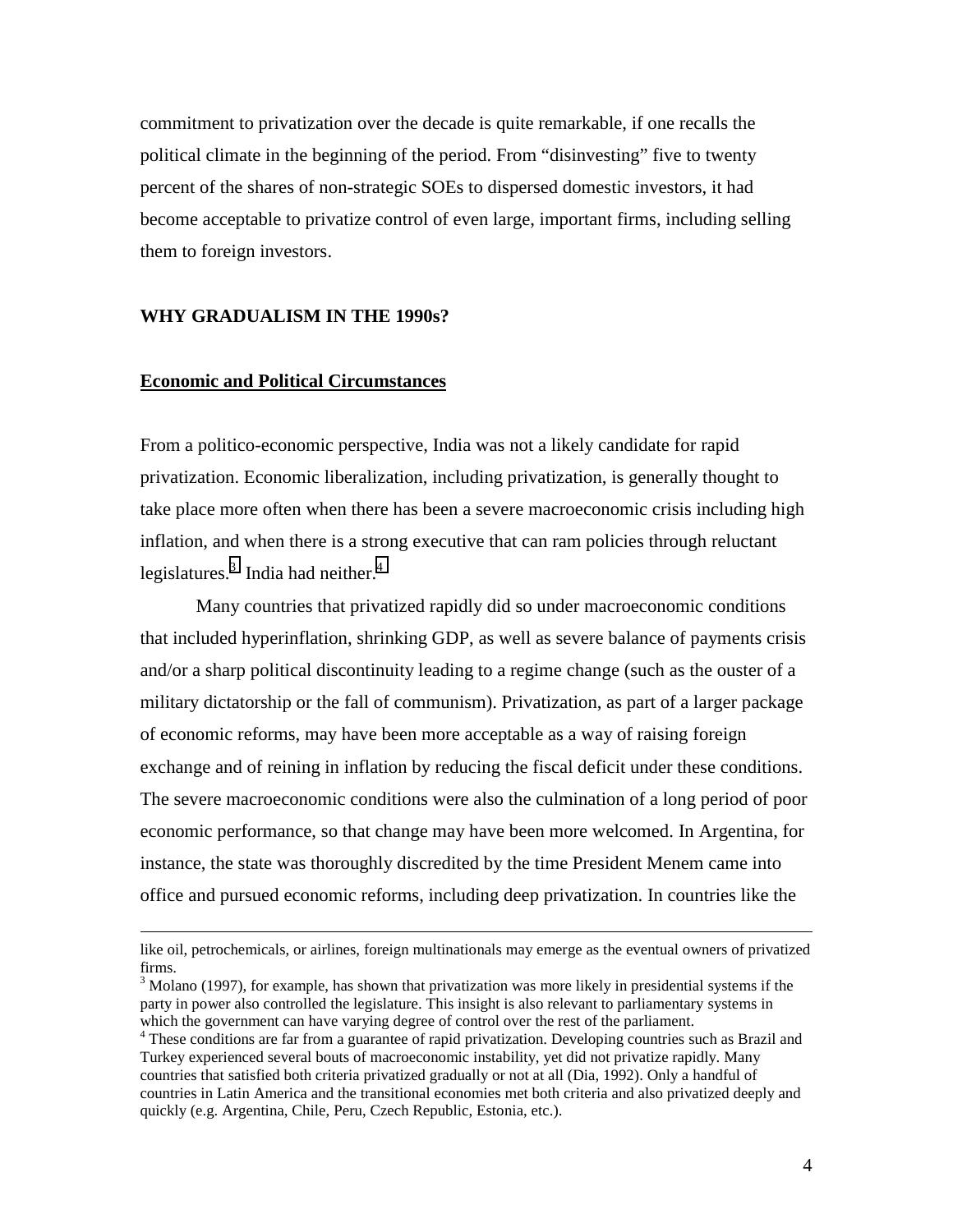commitment to privatization over the decade is quite remarkable, if one recalls the political climate in the beginning of the period. From "disinvesting" five to twenty percent of the shares of non-strategic SOEs to dispersed domestic investors, it had become acceptable to privatize control of even large, important firms, including selling them to foreign investors.

## WHY GRADUALISM IN THE 1990s?

### Economic and Political Circumstances

From a politico-economic perspective, India was not a likely candidate for rapid privatization. Economic liberalization, including privatization, is generally thought to take place more often when there has been a severe macroeconomic crisis including high inflation, and when there is a strong executive that can ram policies through reluctant legislatures.[3] India had neither.[4]

Many countries that privatized rapidly did so under macroeconomic conditions that included hyperinflation, shrinking GDP, as well as severe balance of payments crisis and/or a sharp political discontinuity leading to a regime change (such as the ouster of a military dictatorship or the fall of communism). Privatization, as part of a larger package of economic reforms, may have been more acceptable as a way of raising foreign exchange and of reining in inflation by reducing the fiscal deficit under these conditions. The severe macroeconomic conditions were also the culmination of a long period of poor economic performance, so that change may have been more welcomed. In Argentina, for instance, the state was thoroughly discredited by the time President Menem came into office and pursued economic reforms, including deep privatization. In countries like the

---

like oil, petrochemicals, or airlines, foreign multinationals may emerge as the eventual owners of privatized firms.

[3] Molano (1997), for example, has shown that privatization was more likely in presidential systems if the party in power also controlled the legislature. This insight is also relevant to parliamentary systems in which the government can have varying degree of control over the rest of the parliament.

[4] These conditions are far from a guarantee of rapid privatization. Developing countries such as Brazil and Turkey experienced several bouts of macroeconomic instability, yet did not privatize rapidly. Many countries that satisfied both criteria privatized gradually or not at all (Dia, 1992). Only a handful of countries in Latin America and the transitional economies met both criteria and also privatized deeply and quickly (e.g. Argentina, Chile, Peru, Czech Republic, Estonia, etc.).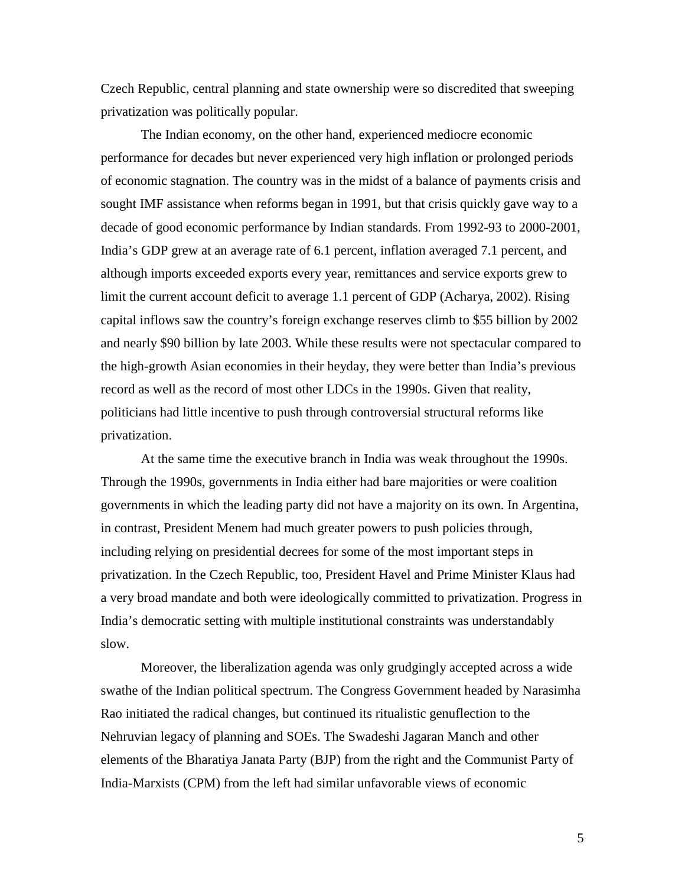Czech Republic, central planning and state ownership were so discredited that sweeping privatization was politically popular.

The Indian economy, on the other hand, experienced mediocre economic performance for decades but never experienced very high inflation or prolonged periods of economic stagnation. The country was in the midst of a balance of payments crisis and sought IMF assistance when reforms began in 1991, but that crisis quickly gave way to a decade of good economic performance by Indian standards. From 1992-93 to 2000-2001, India's GDP grew at an average rate of 6.1 percent, inflation averaged 7.1 percent, and although imports exceeded exports every year, remittances and service exports grew to limit the current account deficit to average 1.1 percent of GDP (Acharya, 2002). Rising capital inflows saw the country's foreign exchange reserves climb to $55 billion by 2002 and nearly $90 billion by late 2003. While these results were not spectacular compared to the high-growth Asian economies in their heyday, they were better than India's previous record as well as the record of most other LDCs in the 1990s. Given that reality, politicians had little incentive to push through controversial structural reforms like privatization.

At the same time the executive branch in India was weak throughout the 1990s. Through the 1990s, governments in India either had bare majorities or were coalition governments in which the leading party did not have a majority on its own. In Argentina, in contrast, President Menem had much greater powers to push policies through, including relying on presidential decrees for some of the most important steps in privatization. In the Czech Republic, too, President Havel and Prime Minister Klaus had a very broad mandate and both were ideologically committed to privatization. Progress in India's democratic setting with multiple institutional constraints was understandably slow.

Moreover, the liberalization agenda was only grudgingly accepted across a wide swathe of the Indian political spectrum. The Congress Government headed by Narasimha Rao initiated the radical changes, but continued its ritualistic genuflection to the Nehruvian legacy of planning and SOEs. The Swadeshi Jagaran Manch and other elements of the Bharatiya Janata Party (BJP) from the right and the Communist Party of India-Marxists (CPM) from the left had similar unfavorable views of economic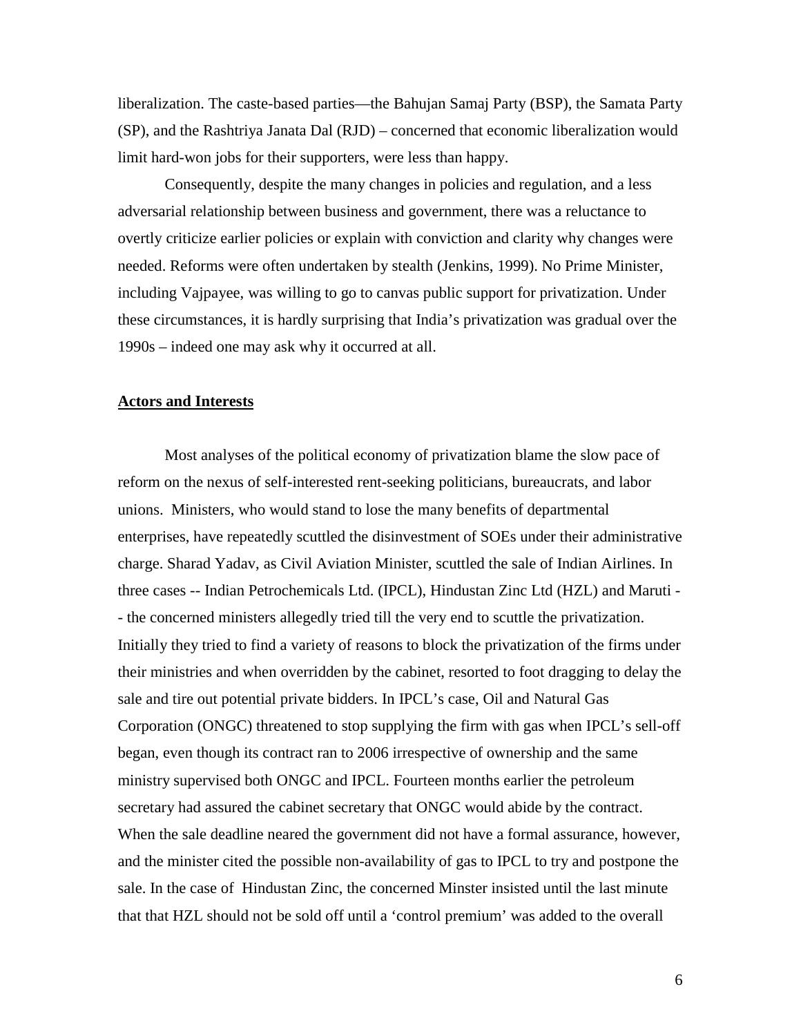liberalization. The caste-based parties—the Bahujan Samaj Party (BSP), the Samata Party (SP), and the Rashtriya Janata Dal (RJD) – concerned that economic liberalization would limit hard-won jobs for their supporters, were less than happy.

Consequently, despite the many changes in policies and regulation, and a less adversarial relationship between business and government, there was a reluctance to overtly criticize earlier policies or explain with conviction and clarity why changes were needed. Reforms were often undertaken by stealth (Jenkins, 1999). No Prime Minister, including Vajpayee, was willing to go to canvas public support for privatization. Under these circumstances, it is hardly surprising that India's privatization was gradual over the 1990s – indeed one may ask why it occurred at all.

## Actors and Interests

Most analyses of the political economy of privatization blame the slow pace of reform on the nexus of self-interested rent-seeking politicians, bureaucrats, and labor unions. Ministers, who would stand to lose the many benefits of departmental enterprises, have repeatedly scuttled the disinvestment of SOEs under their administrative charge. Sharad Yadav, as Civil Aviation Minister, scuttled the sale of Indian Airlines. In three cases -- Indian Petrochemicals Ltd. (IPCL), Hindustan Zinc Ltd (HZL) and Maruti -- the concerned ministers allegedly tried till the very end to scuttle the privatization. Initially they tried to find a variety of reasons to block the privatization of the firms under their ministries and when overridden by the cabinet, resorted to foot dragging to delay the sale and tire out potential private bidders. In IPCL's case, Oil and Natural Gas Corporation (ONGC) threatened to stop supplying the firm with gas when IPCL's sell-off began, even though its contract ran to 2006 irrespective of ownership and the same ministry supervised both ONGC and IPCL. Fourteen months earlier the petroleum secretary had assured the cabinet secretary that ONGC would abide by the contract. When the sale deadline neared the government did not have a formal assurance, however, and the minister cited the possible non-availability of gas to IPCL to try and postpone the sale. In the case of Hindustan Zinc, the concerned Minster insisted until the last minute that that HZL should not be sold off until a 'control premium' was added to the overall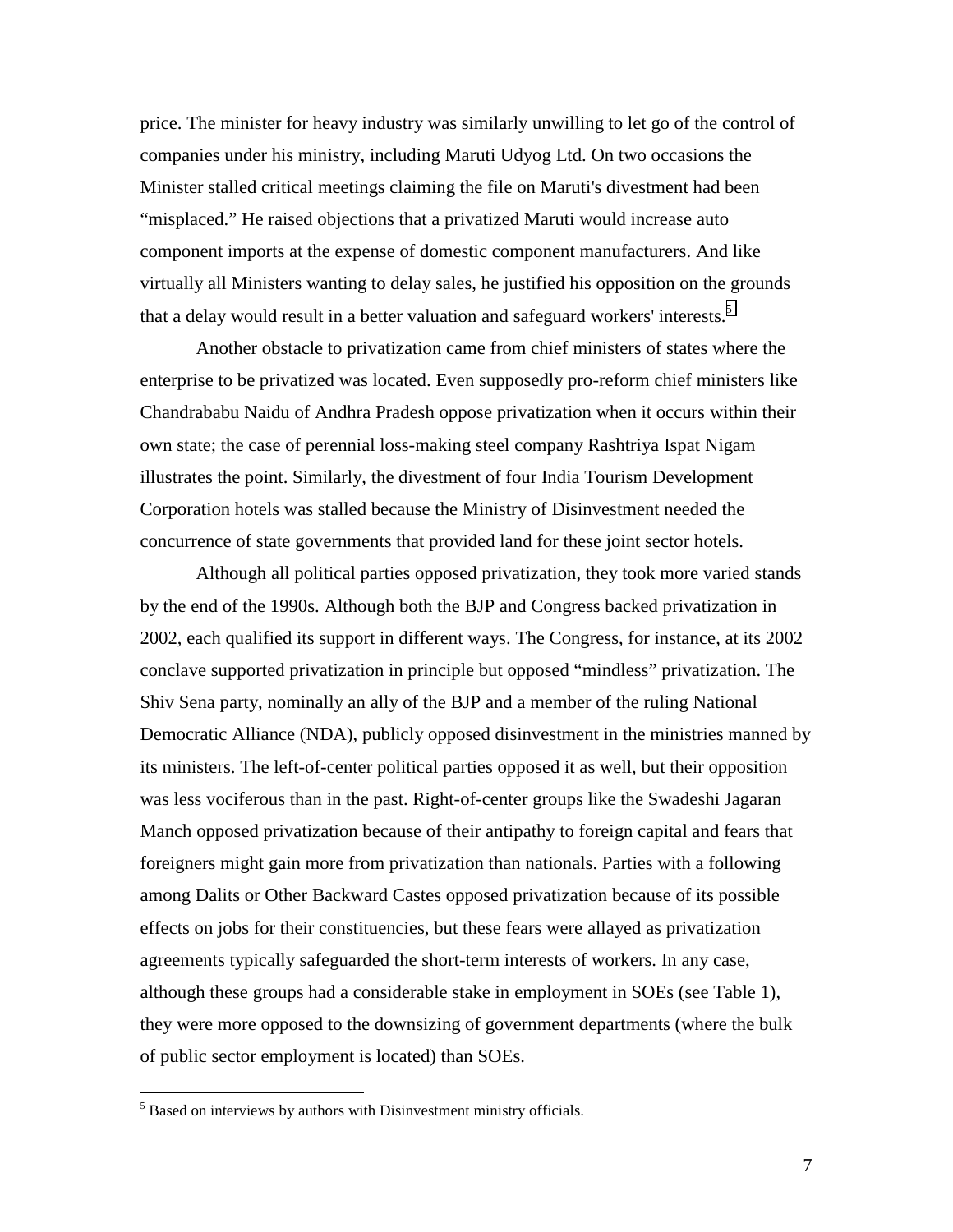price. The minister for heavy industry was similarly unwilling to let go of the control of companies under his ministry, including Maruti Udyog Ltd. On two occasions the Minister stalled critical meetings claiming the file on Maruti's divestment had been "misplaced." He raised objections that a privatized Maruti would increase auto component imports at the expense of domestic component manufacturers. And like virtually all Ministers wanting to delay sales, he justified his opposition on the grounds that a delay would result in a better valuation and safeguard workers' interests.[5]

Another obstacle to privatization came from chief ministers of states where the enterprise to be privatized was located. Even supposedly pro-reform chief ministers like Chandrababu Naidu of Andhra Pradesh oppose privatization when it occurs within their own state; the case of perennial loss-making steel company Rashtriya Ispat Nigam illustrates the point. Similarly, the divestment of four India Tourism Development Corporation hotels was stalled because the Ministry of Disinvestment needed the concurrence of state governments that provided land for these joint sector hotels.

Although all political parties opposed privatization, they took more varied stands by the end of the 1990s. Although both the BJP and Congress backed privatization in 2002, each qualified its support in different ways. The Congress, for instance, at its 2002 conclave supported privatization in principle but opposed "mindless" privatization. The Shiv Sena party, nominally an ally of the BJP and a member of the ruling National Democratic Alliance (NDA), publicly opposed disinvestment in the ministries manned by its ministers. The left-of-center political parties opposed it as well, but their opposition was less vociferous than in the past. Right-of-center groups like the Swadeshi Jagaran Manch opposed privatization because of their antipathy to foreign capital and fears that foreigners might gain more from privatization than nationals. Parties with a following among Dalits or Other Backward Castes opposed privatization because of its possible effects on jobs for their constituencies, but these fears were allayed as privatization agreements typically safeguarded the short-term interests of workers. In any case, although these groups had a considerable stake in employment in SOEs (see Table 1), they were more opposed to the downsizing of government departments (where the bulk of public sector employment is located) than SOEs.

[5] Based on interviews by authors with Disinvestment ministry officials.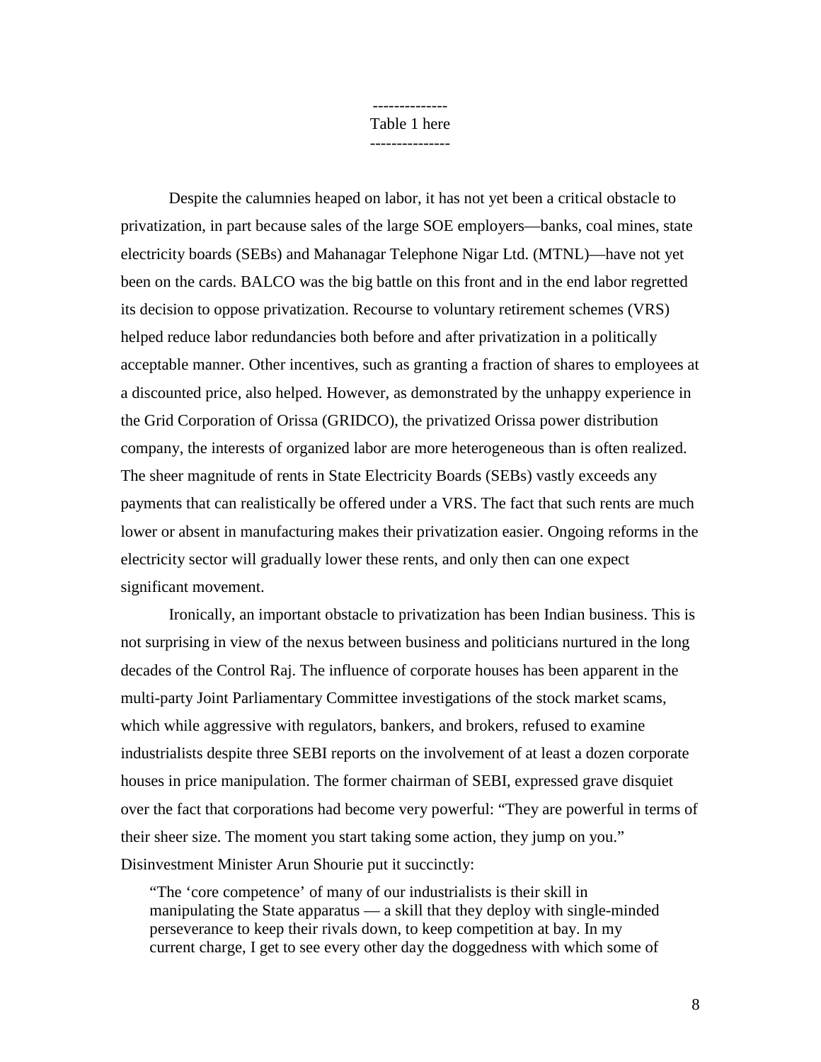--------------
Table 1 here
---------------

Despite the calumnies heaped on labor, it has not yet been a critical obstacle to privatization, in part because sales of the large SOE employers—banks, coal mines, state electricity boards (SEBs) and Mahanagar Telephone Nigar Ltd. (MTNL)—have not yet been on the cards. BALCO was the big battle on this front and in the end labor regretted its decision to oppose privatization. Recourse to voluntary retirement schemes (VRS) helped reduce labor redundancies both before and after privatization in a politically acceptable manner. Other incentives, such as granting a fraction of shares to employees at a discounted price, also helped. However, as demonstrated by the unhappy experience in the Grid Corporation of Orissa (GRIDCO), the privatized Orissa power distribution company, the interests of organized labor are more heterogeneous than is often realized. The sheer magnitude of rents in State Electricity Boards (SEBs) vastly exceeds any payments that can realistically be offered under a VRS. The fact that such rents are much lower or absent in manufacturing makes their privatization easier. Ongoing reforms in the electricity sector will gradually lower these rents, and only then can one expect significant movement.

Ironically, an important obstacle to privatization has been Indian business. This is not surprising in view of the nexus between business and politicians nurtured in the long decades of the Control Raj. The influence of corporate houses has been apparent in the multi-party Joint Parliamentary Committee investigations of the stock market scams, which while aggressive with regulators, bankers, and brokers, refused to examine industrialists despite three SEBI reports on the involvement of at least a dozen corporate houses in price manipulation. The former chairman of SEBI, expressed grave disquiet over the fact that corporations had become very powerful: "They are powerful in terms of their sheer size. The moment you start taking some action, they jump on you." Disinvestment Minister Arun Shourie put it succinctly:

> "The 'core competence' of many of our industrialists is their skill in manipulating the State apparatus — a skill that they deploy with single-minded perseverance to keep their rivals down, to keep competition at bay. In my current charge, I get to see every other day the doggedness with which some of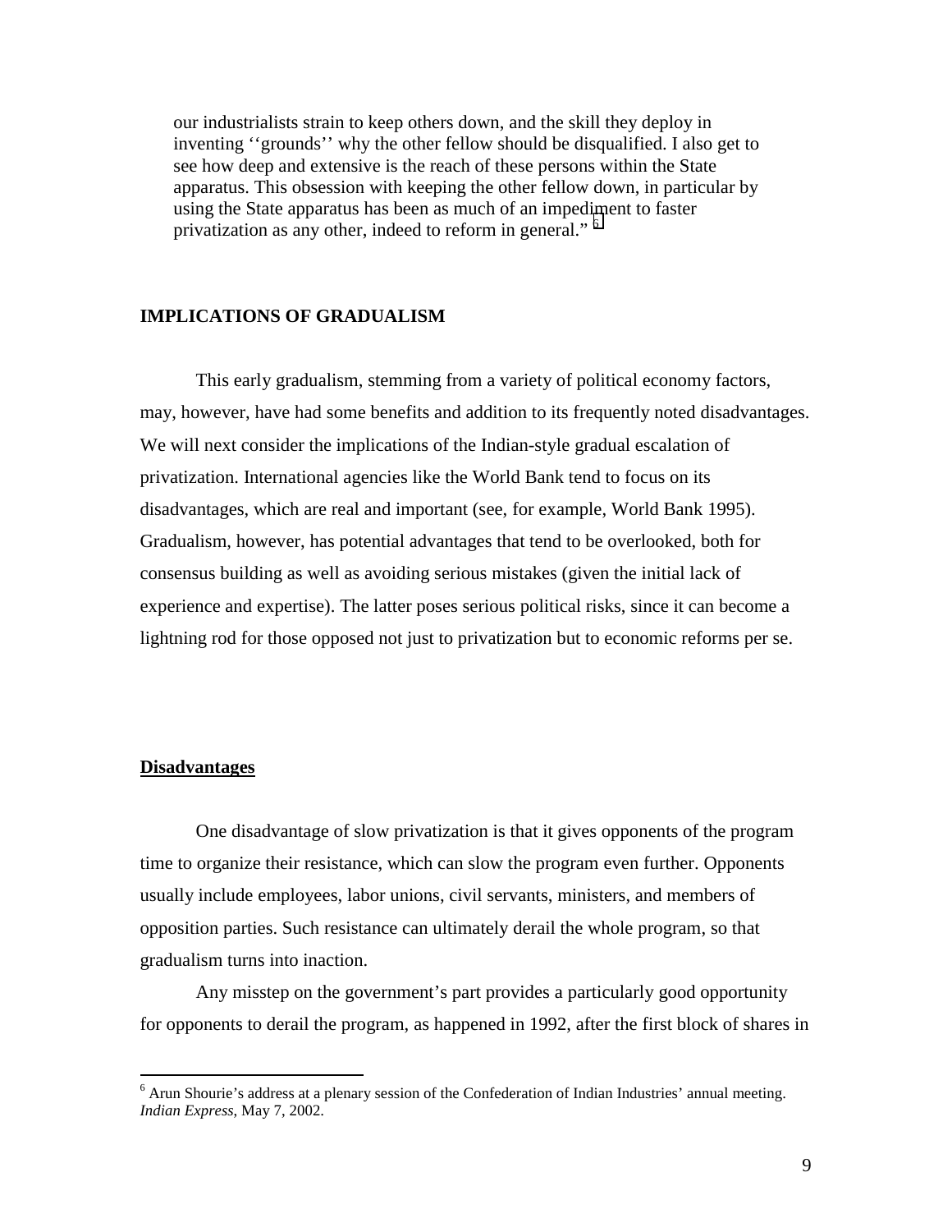our industrialists strain to keep others down, and the skill they deploy in inventing ''grounds'' why the other fellow should be disqualified. I also get to see how deep and extensive is the reach of these persons within the State apparatus. This obsession with keeping the other fellow down, in particular by using the State apparatus has been as much of an impediment to faster privatization as any other, indeed to reform in general." [6]

## IMPLICATIONS OF GRADUALISM

This early gradualism, stemming from a variety of political economy factors, may, however, have had some benefits and addition to its frequently noted disadvantages. We will next consider the implications of the Indian-style gradual escalation of privatization. International agencies like the World Bank tend to focus on its disadvantages, which are real and important (see, for example, World Bank 1995). Gradualism, however, has potential advantages that tend to be overlooked, both for consensus building as well as avoiding serious mistakes (given the initial lack of experience and expertise). The latter poses serious political risks, since it can become a lightning rod for those opposed not just to privatization but to economic reforms per se.

### Disadvantages

One disadvantage of slow privatization is that it gives opponents of the program time to organize their resistance, which can slow the program even further. Opponents usually include employees, labor unions, civil servants, ministers, and members of opposition parties. Such resistance can ultimately derail the whole program, so that gradualism turns into inaction.

Any misstep on the government's part provides a particularly good opportunity for opponents to derail the program, as happened in 1992, after the first block of shares in

[6] Arun Shourie's address at a plenary session of the Confederation of Indian Industries' annual meeting. *Indian Express*, May 7, 2002.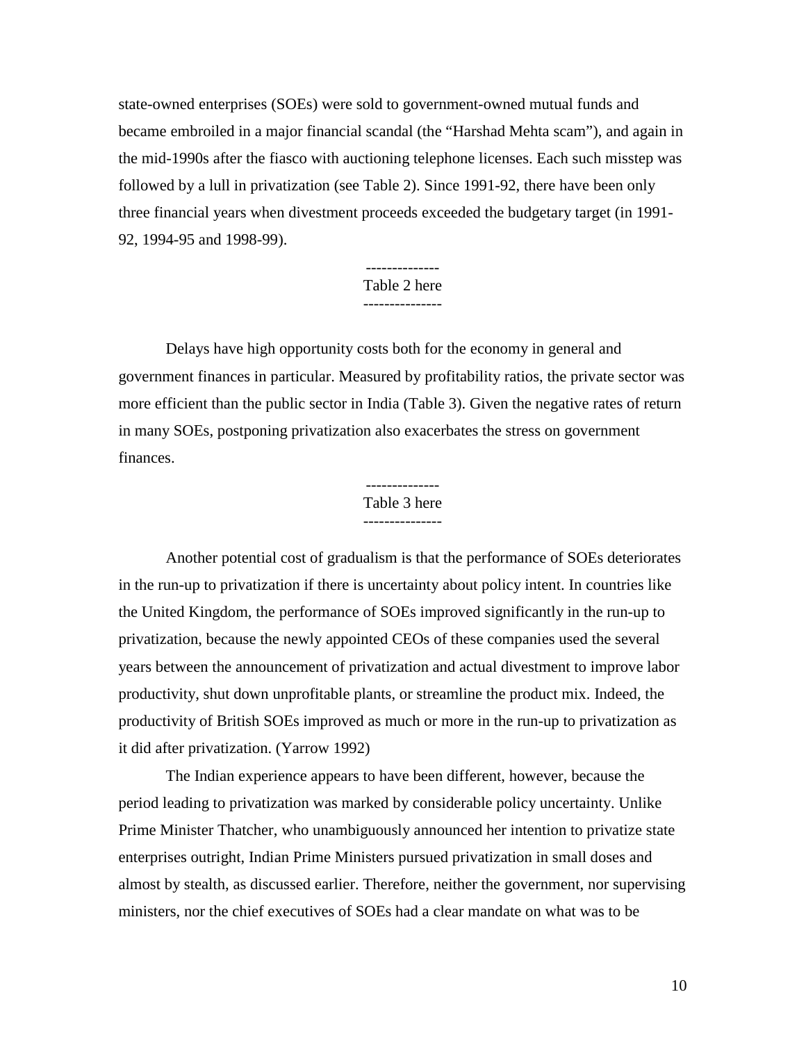state-owned enterprises (SOEs) were sold to government-owned mutual funds and became embroiled in a major financial scandal (the "Harshad Mehta scam"), and again in the mid-1990s after the fiasco with auctioning telephone licenses. Each such misstep was followed by a lull in privatization (see Table 2). Since 1991-92, there have been only three financial years when divestment proceeds exceeded the budgetary target (in 1991-92, 1994-95 and 1998-99).

--------------
Table 2 here
---------------

Delays have high opportunity costs both for the economy in general and government finances in particular. Measured by profitability ratios, the private sector was more efficient than the public sector in India (Table 3). Given the negative rates of return in many SOEs, postponing privatization also exacerbates the stress on government finances.

--------------
Table 3 here
---------------

Another potential cost of gradualism is that the performance of SOEs deteriorates in the run-up to privatization if there is uncertainty about policy intent. In countries like the United Kingdom, the performance of SOEs improved significantly in the run-up to privatization, because the newly appointed CEOs of these companies used the several years between the announcement of privatization and actual divestment to improve labor productivity, shut down unprofitable plants, or streamline the product mix. Indeed, the productivity of British SOEs improved as much or more in the run-up to privatization as it did after privatization. (Yarrow 1992)

The Indian experience appears to have been different, however, because the period leading to privatization was marked by considerable policy uncertainty. Unlike Prime Minister Thatcher, who unambiguously announced her intention to privatize state enterprises outright, Indian Prime Ministers pursued privatization in small doses and almost by stealth, as discussed earlier. Therefore, neither the government, nor supervising ministers, nor the chief executives of SOEs had a clear mandate on what was to be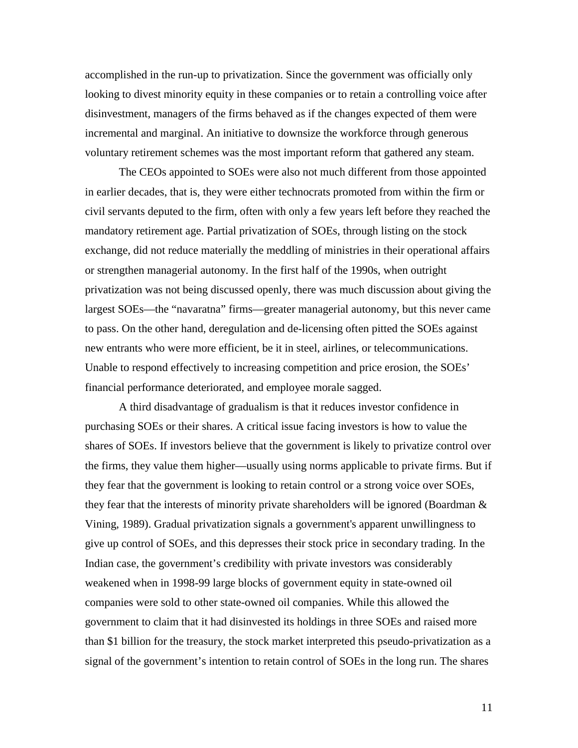accomplished in the run-up to privatization. Since the government was officially only looking to divest minority equity in these companies or to retain a controlling voice after disinvestment, managers of the firms behaved as if the changes expected of them were incremental and marginal. An initiative to downsize the workforce through generous voluntary retirement schemes was the most important reform that gathered any steam.

The CEOs appointed to SOEs were also not much different from those appointed in earlier decades, that is, they were either technocrats promoted from within the firm or civil servants deputed to the firm, often with only a few years left before they reached the mandatory retirement age. Partial privatization of SOEs, through listing on the stock exchange, did not reduce materially the meddling of ministries in their operational affairs or strengthen managerial autonomy. In the first half of the 1990s, when outright privatization was not being discussed openly, there was much discussion about giving the largest SOEs—the "navaratna" firms—greater managerial autonomy, but this never came to pass. On the other hand, deregulation and de-licensing often pitted the SOEs against new entrants who were more efficient, be it in steel, airlines, or telecommunications. Unable to respond effectively to increasing competition and price erosion, the SOEs' financial performance deteriorated, and employee morale sagged.

A third disadvantage of gradualism is that it reduces investor confidence in purchasing SOEs or their shares. A critical issue facing investors is how to value the shares of SOEs. If investors believe that the government is likely to privatize control over the firms, they value them higher—usually using norms applicable to private firms. But if they fear that the government is looking to retain control or a strong voice over SOEs, they fear that the interests of minority private shareholders will be ignored (Boardman & Vining, 1989). Gradual privatization signals a government's apparent unwillingness to give up control of SOEs, and this depresses their stock price in secondary trading. In the Indian case, the government's credibility with private investors was considerably weakened when in 1998-99 large blocks of government equity in state-owned oil companies were sold to other state-owned oil companies. While this allowed the government to claim that it had disinvested its holdings in three SOEs and raised more than $1 billion for the treasury, the stock market interpreted this pseudo-privatization as a signal of the government's intention to retain control of SOEs in the long run. The shares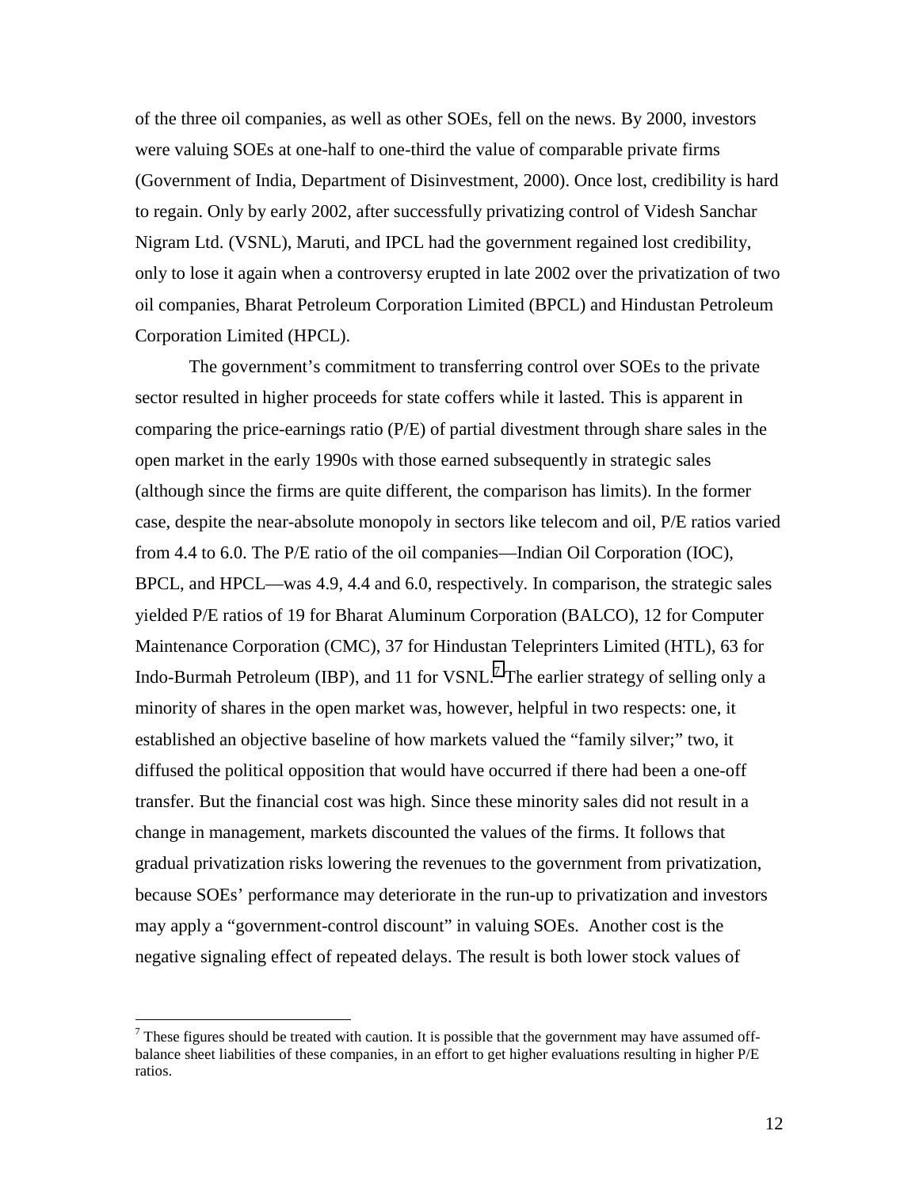of the three oil companies, as well as other SOEs, fell on the news. By 2000, investors were valuing SOEs at one-half to one-third the value of comparable private firms (Government of India, Department of Disinvestment, 2000). Once lost, credibility is hard to regain. Only by early 2002, after successfully privatizing control of Videsh Sanchar Nigram Ltd. (VSNL), Maruti, and IPCL had the government regained lost credibility, only to lose it again when a controversy erupted in late 2002 over the privatization of two oil companies, Bharat Petroleum Corporation Limited (BPCL) and Hindustan Petroleum Corporation Limited (HPCL).

The government's commitment to transferring control over SOEs to the private sector resulted in higher proceeds for state coffers while it lasted. This is apparent in comparing the price-earnings ratio (P/E) of partial divestment through share sales in the open market in the early 1990s with those earned subsequently in strategic sales (although since the firms are quite different, the comparison has limits). In the former case, despite the near-absolute monopoly in sectors like telecom and oil, P/E ratios varied from 4.4 to 6.0. The P/E ratio of the oil companies—Indian Oil Corporation (IOC), BPCL, and HPCL—was 4.9, 4.4 and 6.0, respectively. In comparison, the strategic sales yielded P/E ratios of 19 for Bharat Aluminum Corporation (BALCO), 12 for Computer Maintenance Corporation (CMC), 37 for Hindustan Teleprinters Limited (HTL), 63 for Indo-Burmah Petroleum (IBP), and 11 for VSNL.[7] The earlier strategy of selling only a minority of shares in the open market was, however, helpful in two respects: one, it established an objective baseline of how markets valued the "family silver;" two, it diffused the political opposition that would have occurred if there had been a one-off transfer. But the financial cost was high. Since these minority sales did not result in a change in management, markets discounted the values of the firms. It follows that gradual privatization risks lowering the revenues to the government from privatization, because SOEs' performance may deteriorate in the run-up to privatization and investors may apply a "government-control discount" in valuing SOEs. Another cost is the negative signaling effect of repeated delays. The result is both lower stock values of

[7] These figures should be treated with caution. It is possible that the government may have assumed off-balance sheet liabilities of these companies, in an effort to get higher evaluations resulting in higher P/E ratios.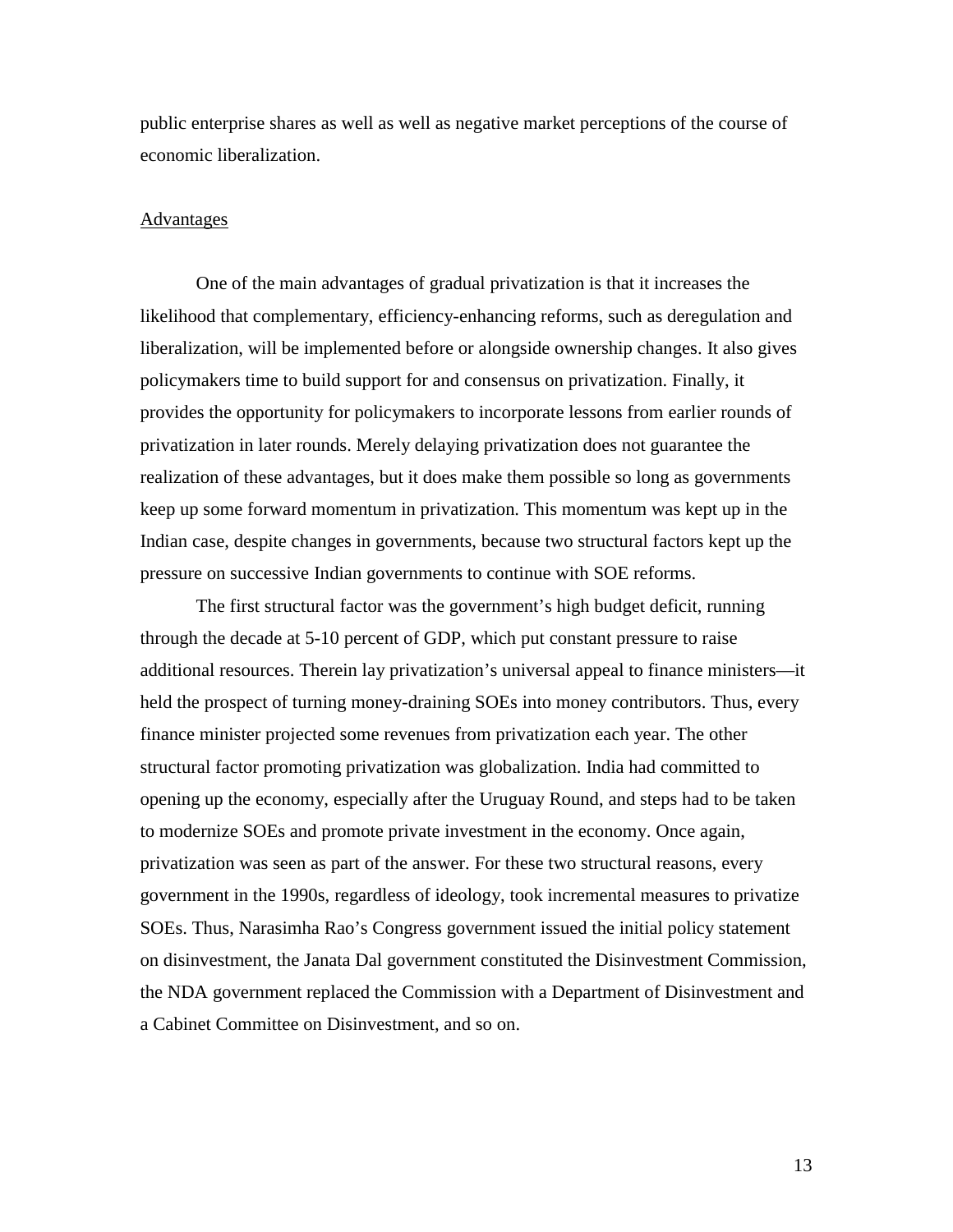public enterprise shares as well as well as negative market perceptions of the course of economic liberalization.

<u>Advantages</u>

One of the main advantages of gradual privatization is that it increases the likelihood that complementary, efficiency-enhancing reforms, such as deregulation and liberalization, will be implemented before or alongside ownership changes. It also gives policymakers time to build support for and consensus on privatization. Finally, it provides the opportunity for policymakers to incorporate lessons from earlier rounds of privatization in later rounds. Merely delaying privatization does not guarantee the realization of these advantages, but it does make them possible so long as governments keep up some forward momentum in privatization. This momentum was kept up in the Indian case, despite changes in governments, because two structural factors kept up the pressure on successive Indian governments to continue with SOE reforms.

The first structural factor was the government's high budget deficit, running through the decade at 5-10 percent of GDP, which put constant pressure to raise additional resources. Therein lay privatization's universal appeal to finance ministers—it held the prospect of turning money-draining SOEs into money contributors. Thus, every finance minister projected some revenues from privatization each year. The other structural factor promoting privatization was globalization. India had committed to opening up the economy, especially after the Uruguay Round, and steps had to be taken to modernize SOEs and promote private investment in the economy. Once again, privatization was seen as part of the answer. For these two structural reasons, every government in the 1990s, regardless of ideology, took incremental measures to privatize SOEs. Thus, Narasimha Rao's Congress government issued the initial policy statement on disinvestment, the Janata Dal government constituted the Disinvestment Commission, the NDA government replaced the Commission with a Department of Disinvestment and a Cabinet Committee on Disinvestment, and so on.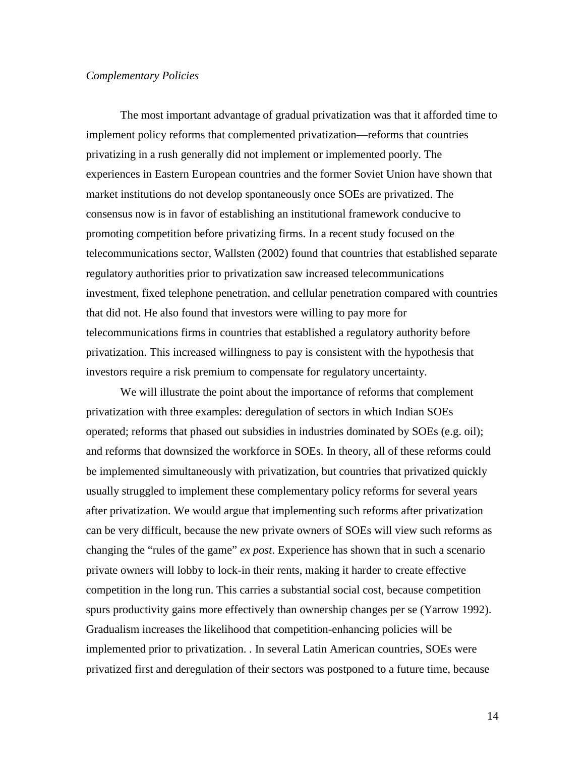*Complementary Policies*

The most important advantage of gradual privatization was that it afforded time to implement policy reforms that complemented privatization—reforms that countries privatizing in a rush generally did not implement or implemented poorly. The experiences in Eastern European countries and the former Soviet Union have shown that market institutions do not develop spontaneously once SOEs are privatized. The consensus now is in favor of establishing an institutional framework conducive to promoting competition before privatizing firms. In a recent study focused on the telecommunications sector, Wallsten (2002) found that countries that established separate regulatory authorities prior to privatization saw increased telecommunications investment, fixed telephone penetration, and cellular penetration compared with countries that did not. He also found that investors were willing to pay more for telecommunications firms in countries that established a regulatory authority before privatization. This increased willingness to pay is consistent with the hypothesis that investors require a risk premium to compensate for regulatory uncertainty.

We will illustrate the point about the importance of reforms that complement privatization with three examples: deregulation of sectors in which Indian SOEs operated; reforms that phased out subsidies in industries dominated by SOEs (e.g. oil); and reforms that downsized the workforce in SOEs. In theory, all of these reforms could be implemented simultaneously with privatization, but countries that privatized quickly usually struggled to implement these complementary policy reforms for several years after privatization. We would argue that implementing such reforms after privatization can be very difficult, because the new private owners of SOEs will view such reforms as changing the "rules of the game" *ex post*. Experience has shown that in such a scenario private owners will lobby to lock-in their rents, making it harder to create effective competition in the long run. This carries a substantial social cost, because competition spurs productivity gains more effectively than ownership changes per se (Yarrow 1992). Gradualism increases the likelihood that competition-enhancing policies will be implemented prior to privatization. . In several Latin American countries, SOEs were privatized first and deregulation of their sectors was postponed to a future time, because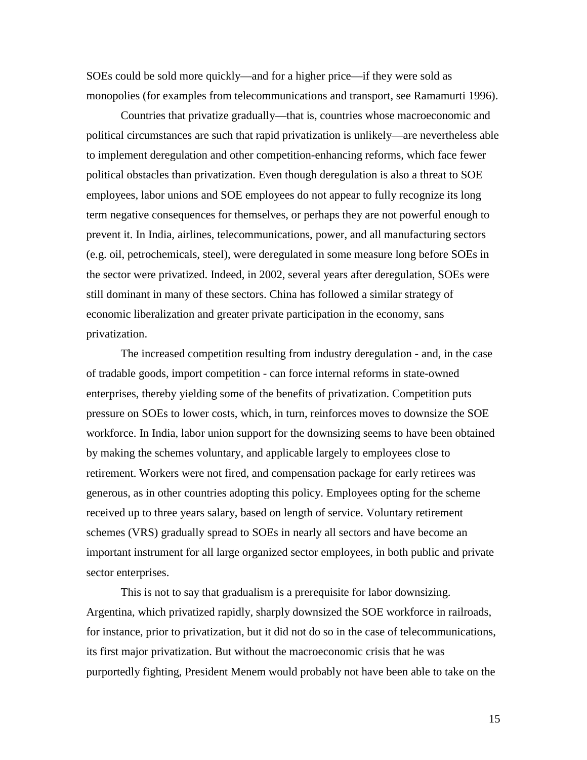SOEs could be sold more quickly—and for a higher price—if they were sold as monopolies (for examples from telecommunications and transport, see Ramamurti 1996).

Countries that privatize gradually—that is, countries whose macroeconomic and political circumstances are such that rapid privatization is unlikely—are nevertheless able to implement deregulation and other competition-enhancing reforms, which face fewer political obstacles than privatization. Even though deregulation is also a threat to SOE employees, labor unions and SOE employees do not appear to fully recognize its long term negative consequences for themselves, or perhaps they are not powerful enough to prevent it. In India, airlines, telecommunications, power, and all manufacturing sectors (e.g. oil, petrochemicals, steel), were deregulated in some measure long before SOEs in the sector were privatized. Indeed, in 2002, several years after deregulation, SOEs were still dominant in many of these sectors. China has followed a similar strategy of economic liberalization and greater private participation in the economy, sans privatization.

The increased competition resulting from industry deregulation - and, in the case of tradable goods, import competition - can force internal reforms in state-owned enterprises, thereby yielding some of the benefits of privatization. Competition puts pressure on SOEs to lower costs, which, in turn, reinforces moves to downsize the SOE workforce. In India, labor union support for the downsizing seems to have been obtained by making the schemes voluntary, and applicable largely to employees close to retirement. Workers were not fired, and compensation package for early retirees was generous, as in other countries adopting this policy. Employees opting for the scheme received up to three years salary, based on length of service. Voluntary retirement schemes (VRS) gradually spread to SOEs in nearly all sectors and have become an important instrument for all large organized sector employees, in both public and private sector enterprises.

This is not to say that gradualism is a prerequisite for labor downsizing. Argentina, which privatized rapidly, sharply downsized the SOE workforce in railroads, for instance, prior to privatization, but it did not do so in the case of telecommunications, its first major privatization. But without the macroeconomic crisis that he was purportedly fighting, President Menem would probably not have been able to take on the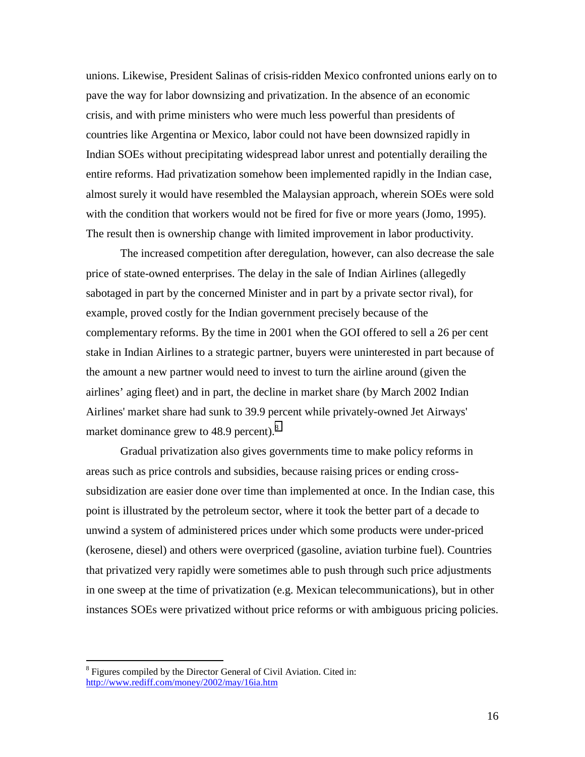unions. Likewise, President Salinas of crisis-ridden Mexico confronted unions early on to pave the way for labor downsizing and privatization. In the absence of an economic crisis, and with prime ministers who were much less powerful than presidents of countries like Argentina or Mexico, labor could not have been downsized rapidly in Indian SOEs without precipitating widespread labor unrest and potentially derailing the entire reforms. Had privatization somehow been implemented rapidly in the Indian case, almost surely it would have resembled the Malaysian approach, wherein SOEs were sold with the condition that workers would not be fired for five or more years (Jomo, 1995). The result then is ownership change with limited improvement in labor productivity.

The increased competition after deregulation, however, can also decrease the sale price of state-owned enterprises. The delay in the sale of Indian Airlines (allegedly sabotaged in part by the concerned Minister and in part by a private sector rival), for example, proved costly for the Indian government precisely because of the complementary reforms. By the time in 2001 when the GOI offered to sell a 26 per cent stake in Indian Airlines to a strategic partner, buyers were uninterested in part because of the amount a new partner would need to invest to turn the airline around (given the airlines' aging fleet) and in part, the decline in market share (by March 2002 Indian Airlines' market share had sunk to 39.9 percent while privately-owned Jet Airways' market dominance grew to 48.9 percent).[8]

Gradual privatization also gives governments time to make policy reforms in areas such as price controls and subsidies, because raising prices or ending cross-subsidization are easier done over time than implemented at once. In the Indian case, this point is illustrated by the petroleum sector, where it took the better part of a decade to unwind a system of administered prices under which some products were under-priced (kerosene, diesel) and others were overpriced (gasoline, aviation turbine fuel). Countries that privatized very rapidly were sometimes able to push through such price adjustments in one sweep at the time of privatization (e.g. Mexican telecommunications), but in other instances SOEs were privatized without price reforms or with ambiguous pricing policies.

[8] Figures compiled by the Director General of Civil Aviation. Cited in: http://www.rediff.com/money/2002/may/16ia.htm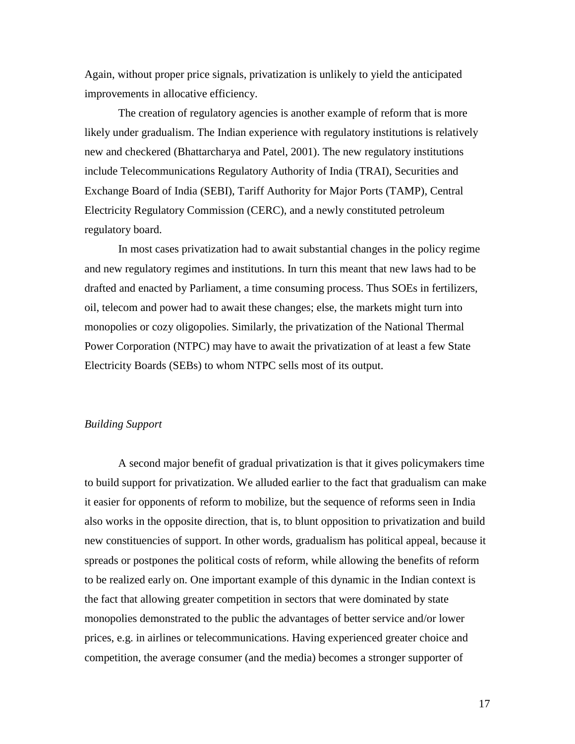Again, without proper price signals, privatization is unlikely to yield the anticipated improvements in allocative efficiency.

The creation of regulatory agencies is another example of reform that is more likely under gradualism. The Indian experience with regulatory institutions is relatively new and checkered (Bhattarcharya and Patel, 2001). The new regulatory institutions include Telecommunications Regulatory Authority of India (TRAI), Securities and Exchange Board of India (SEBI), Tariff Authority for Major Ports (TAMP), Central Electricity Regulatory Commission (CERC), and a newly constituted petroleum regulatory board.

In most cases privatization had to await substantial changes in the policy regime and new regulatory regimes and institutions. In turn this meant that new laws had to be drafted and enacted by Parliament, a time consuming process. Thus SOEs in fertilizers, oil, telecom and power had to await these changes; else, the markets might turn into monopolies or cozy oligopolies. Similarly, the privatization of the National Thermal Power Corporation (NTPC) may have to await the privatization of at least a few State Electricity Boards (SEBs) to whom NTPC sells most of its output.

*Building Support*

A second major benefit of gradual privatization is that it gives policymakers time to build support for privatization. We alluded earlier to the fact that gradualism can make it easier for opponents of reform to mobilize, but the sequence of reforms seen in India also works in the opposite direction, that is, to blunt opposition to privatization and build new constituencies of support. In other words, gradualism has political appeal, because it spreads or postpones the political costs of reform, while allowing the benefits of reform to be realized early on. One important example of this dynamic in the Indian context is the fact that allowing greater competition in sectors that were dominated by state monopolies demonstrated to the public the advantages of better service and/or lower prices, e.g. in airlines or telecommunications. Having experienced greater choice and competition, the average consumer (and the media) becomes a stronger supporter of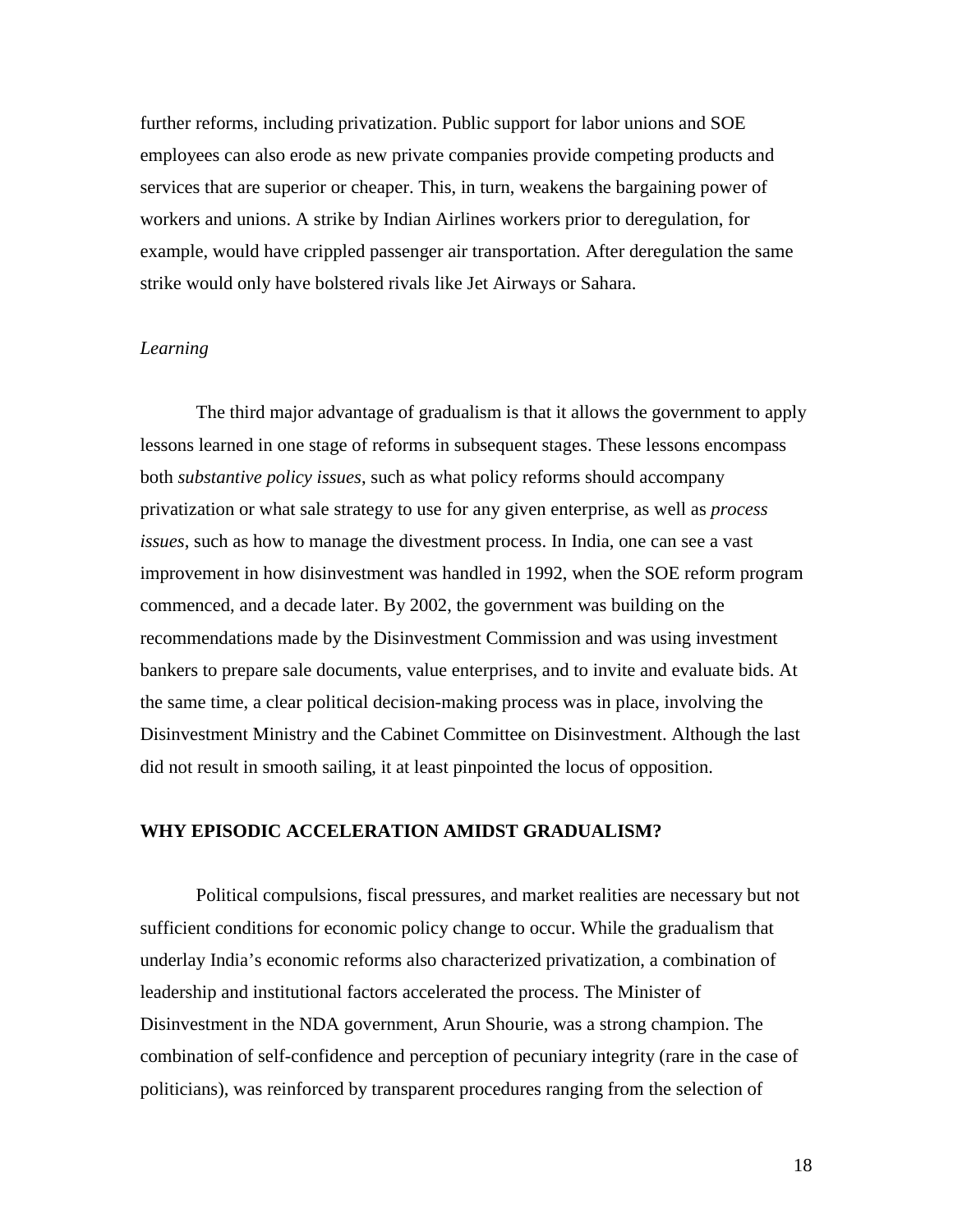further reforms, including privatization. Public support for labor unions and SOE employees can also erode as new private companies provide competing products and services that are superior or cheaper. This, in turn, weakens the bargaining power of workers and unions. A strike by Indian Airlines workers prior to deregulation, for example, would have crippled passenger air transportation. After deregulation the same strike would only have bolstered rivals like Jet Airways or Sahara.

### *Learning*

The third major advantage of gradualism is that it allows the government to apply lessons learned in one stage of reforms in subsequent stages. These lessons encompass both *substantive policy issues*, such as what policy reforms should accompany privatization or what sale strategy to use for any given enterprise, as well as *process issues*, such as how to manage the divestment process. In India, one can see a vast improvement in how disinvestment was handled in 1992, when the SOE reform program commenced, and a decade later. By 2002, the government was building on the recommendations made by the Disinvestment Commission and was using investment bankers to prepare sale documents, value enterprises, and to invite and evaluate bids. At the same time, a clear political decision-making process was in place, involving the Disinvestment Ministry and the Cabinet Committee on Disinvestment. Although the last did not result in smooth sailing, it at least pinpointed the locus of opposition.

## WHY EPISODIC ACCELERATION AMIDST GRADUALISM?

Political compulsions, fiscal pressures, and market realities are necessary but not sufficient conditions for economic policy change to occur. While the gradualism that underlay India's economic reforms also characterized privatization, a combination of leadership and institutional factors accelerated the process. The Minister of Disinvestment in the NDA government, Arun Shourie, was a strong champion. The combination of self-confidence and perception of pecuniary integrity (rare in the case of politicians), was reinforced by transparent procedures ranging from the selection of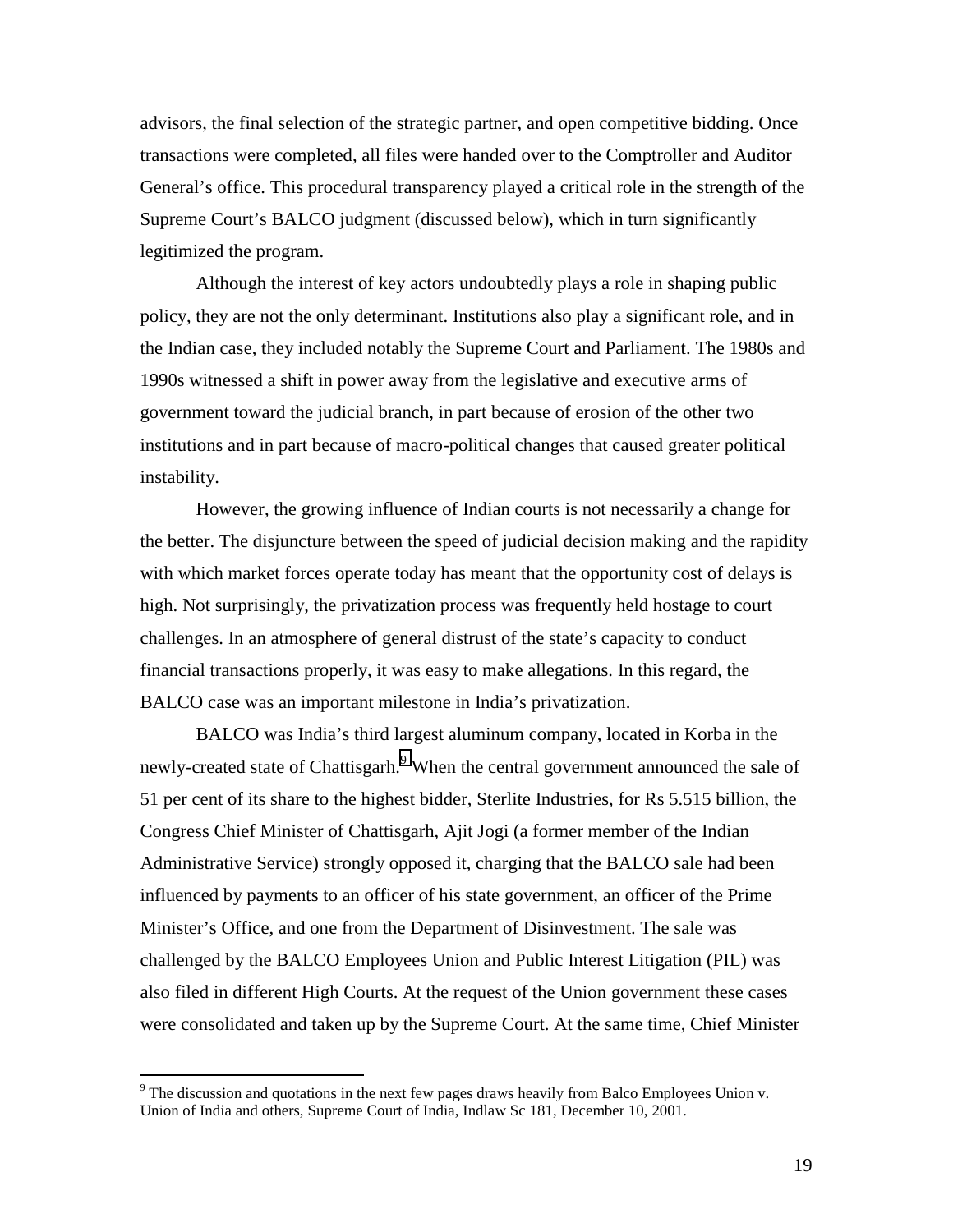advisors, the final selection of the strategic partner, and open competitive bidding. Once transactions were completed, all files were handed over to the Comptroller and Auditor General's office. This procedural transparency played a critical role in the strength of the Supreme Court's BALCO judgment (discussed below), which in turn significantly legitimized the program.

Although the interest of key actors undoubtedly plays a role in shaping public policy, they are not the only determinant. Institutions also play a significant role, and in the Indian case, they included notably the Supreme Court and Parliament. The 1980s and 1990s witnessed a shift in power away from the legislative and executive arms of government toward the judicial branch, in part because of erosion of the other two institutions and in part because of macro-political changes that caused greater political instability.

However, the growing influence of Indian courts is not necessarily a change for the better. The disjuncture between the speed of judicial decision making and the rapidity with which market forces operate today has meant that the opportunity cost of delays is high. Not surprisingly, the privatization process was frequently held hostage to court challenges. In an atmosphere of general distrust of the state's capacity to conduct financial transactions properly, it was easy to make allegations. In this regard, the BALCO case was an important milestone in India's privatization.

BALCO was India's third largest aluminum company, located in Korba in the newly-created state of Chattisgarh.[9] When the central government announced the sale of 51 per cent of its share to the highest bidder, Sterlite Industries, for Rs 5.515 billion, the Congress Chief Minister of Chattisgarh, Ajit Jogi (a former member of the Indian Administrative Service) strongly opposed it, charging that the BALCO sale had been influenced by payments to an officer of his state government, an officer of the Prime Minister's Office, and one from the Department of Disinvestment. The sale was challenged by the BALCO Employees Union and Public Interest Litigation (PIL) was also filed in different High Courts. At the request of the Union government these cases were consolidated and taken up by the Supreme Court. At the same time, Chief Minister

[9] The discussion and quotations in the next few pages draws heavily from Balco Employees Union v. Union of India and others, Supreme Court of India, Indlaw Sc 181, December 10, 2001.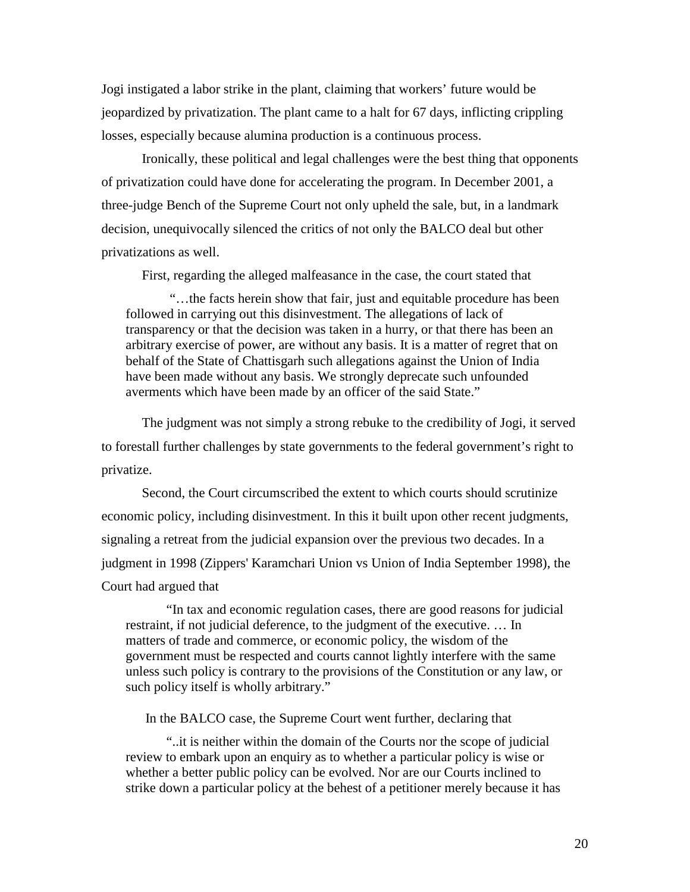Jogi instigated a labor strike in the plant, claiming that workers' future would be jeopardized by privatization. The plant came to a halt for 67 days, inflicting crippling losses, especially because alumina production is a continuous process.

Ironically, these political and legal challenges were the best thing that opponents of privatization could have done for accelerating the program. In December 2001, a three-judge Bench of the Supreme Court not only upheld the sale, but, in a landmark decision, unequivocally silenced the critics of not only the BALCO deal but other privatizations as well.

First, regarding the alleged malfeasance in the case, the court stated that

> "…the facts herein show that fair, just and equitable procedure has been followed in carrying out this disinvestment. The allegations of lack of transparency or that the decision was taken in a hurry, or that there has been an arbitrary exercise of power, are without any basis. It is a matter of regret that on behalf of the State of Chattisgarh such allegations against the Union of India have been made without any basis. We strongly deprecate such unfounded averments which have been made by an officer of the said State."

The judgment was not simply a strong rebuke to the credibility of Jogi, it served to forestall further challenges by state governments to the federal government's right to privatize.

Second, the Court circumscribed the extent to which courts should scrutinize economic policy, including disinvestment. In this it built upon other recent judgments, signaling a retreat from the judicial expansion over the previous two decades. In a judgment in 1998 (Zippers' Karamchari Union vs Union of India September 1998), the Court had argued that

> "In tax and economic regulation cases, there are good reasons for judicial restraint, if not judicial deference, to the judgment of the executive. … In matters of trade and commerce, or economic policy, the wisdom of the government must be respected and courts cannot lightly interfere with the same unless such policy is contrary to the provisions of the Constitution or any law, or such policy itself is wholly arbitrary."

In the BALCO case, the Supreme Court went further, declaring that

> "..it is neither within the domain of the Courts nor the scope of judicial review to embark upon an enquiry as to whether a particular policy is wise or whether a better public policy can be evolved. Nor are our Courts inclined to strike down a particular policy at the behest of a petitioner merely because it has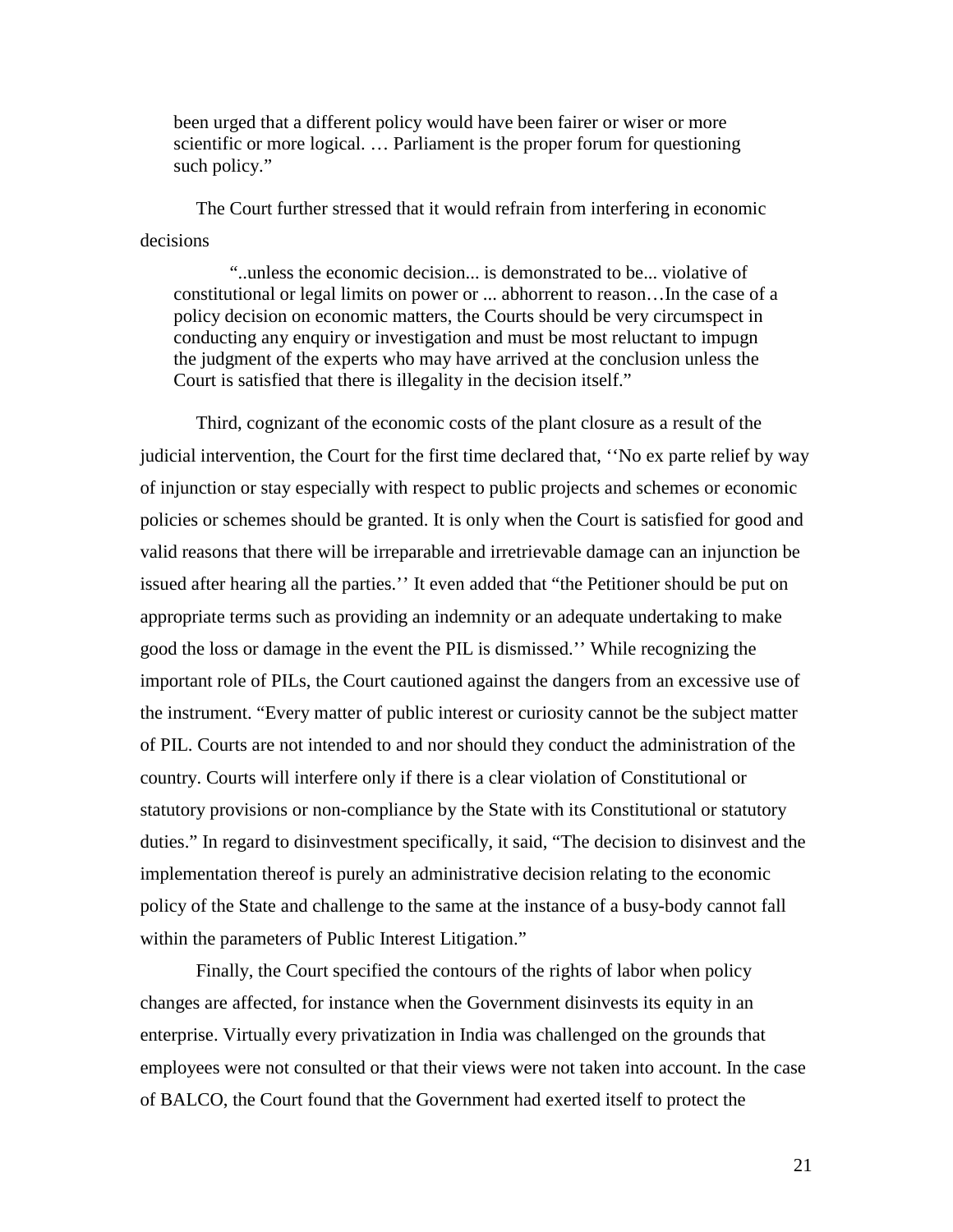> been urged that a different policy would have been fairer or wiser or more scientific or more logical. … Parliament is the proper forum for questioning such policy."

The Court further stressed that it would refrain from interfering in economic decisions

> "..unless the economic decision... is demonstrated to be... violative of constitutional or legal limits on power or ... abhorrent to reason…In the case of a policy decision on economic matters, the Courts should be very circumspect in conducting any enquiry or investigation and must be most reluctant to impugn the judgment of the experts who may have arrived at the conclusion unless the Court is satisfied that there is illegality in the decision itself."

Third, cognizant of the economic costs of the plant closure as a result of the judicial intervention, the Court for the first time declared that, ''No ex parte relief by way of injunction or stay especially with respect to public projects and schemes or economic policies or schemes should be granted. It is only when the Court is satisfied for good and valid reasons that there will be irreparable and irretrievable damage can an injunction be issued after hearing all the parties.'' It even added that "the Petitioner should be put on appropriate terms such as providing an indemnity or an adequate undertaking to make good the loss or damage in the event the PIL is dismissed.'' While recognizing the important role of PILs, the Court cautioned against the dangers from an excessive use of the instrument. "Every matter of public interest or curiosity cannot be the subject matter of PIL. Courts are not intended to and nor should they conduct the administration of the country. Courts will interfere only if there is a clear violation of Constitutional or statutory provisions or non-compliance by the State with its Constitutional or statutory duties." In regard to disinvestment specifically, it said, "The decision to disinvest and the implementation thereof is purely an administrative decision relating to the economic policy of the State and challenge to the same at the instance of a busy-body cannot fall within the parameters of Public Interest Litigation."

Finally, the Court specified the contours of the rights of labor when policy changes are affected, for instance when the Government disinvests its equity in an enterprise. Virtually every privatization in India was challenged on the grounds that employees were not consulted or that their views were not taken into account. In the case of BALCO, the Court found that the Government had exerted itself to protect the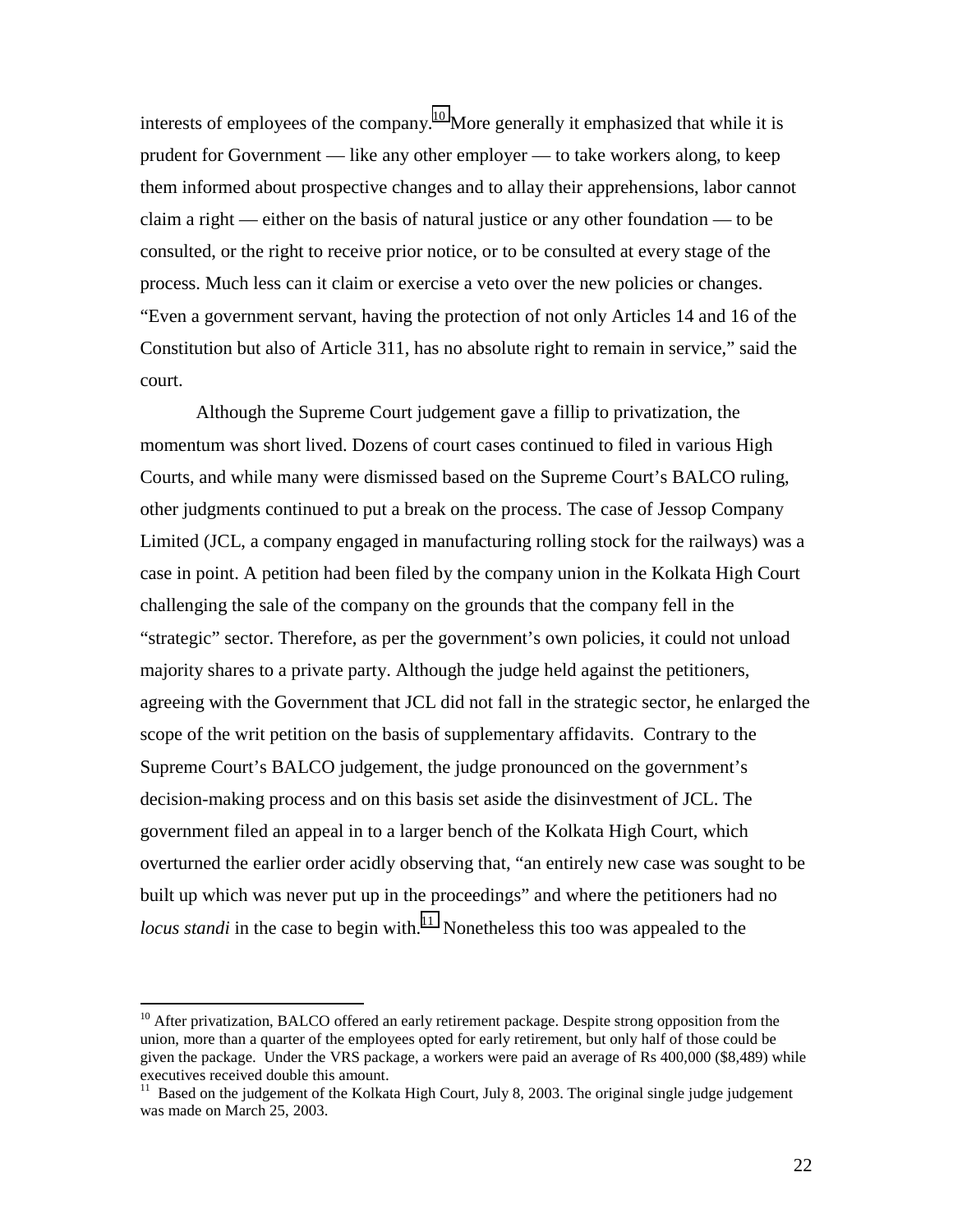interests of employees of the company.[10] More generally it emphasized that while it is prudent for Government — like any other employer — to take workers along, to keep them informed about prospective changes and to allay their apprehensions, labor cannot claim a right — either on the basis of natural justice or any other foundation — to be consulted, or the right to receive prior notice, or to be consulted at every stage of the process. Much less can it claim or exercise a veto over the new policies or changes. "Even a government servant, having the protection of not only Articles 14 and 16 of the Constitution but also of Article 311, has no absolute right to remain in service," said the court.

Although the Supreme Court judgement gave a fillip to privatization, the momentum was short lived. Dozens of court cases continued to filed in various High Courts, and while many were dismissed based on the Supreme Court's BALCO ruling, other judgments continued to put a break on the process. The case of Jessop Company Limited (JCL, a company engaged in manufacturing rolling stock for the railways) was a case in point. A petition had been filed by the company union in the Kolkata High Court challenging the sale of the company on the grounds that the company fell in the "strategic" sector. Therefore, as per the government's own policies, it could not unload majority shares to a private party. Although the judge held against the petitioners, agreeing with the Government that JCL did not fall in the strategic sector, he enlarged the scope of the writ petition on the basis of supplementary affidavits. Contrary to the Supreme Court's BALCO judgement, the judge pronounced on the government's decision-making process and on this basis set aside the disinvestment of JCL. The government filed an appeal in to a larger bench of the Kolkata High Court, which overturned the earlier order acidly observing that, "an entirely new case was sought to be built up which was never put up in the proceedings" and where the petitioners had no *locus standi* in the case to begin with.[11] Nonetheless this too was appealed to the

---

[10] After privatization, BALCO offered an early retirement package. Despite strong opposition from the union, more than a quarter of the employees opted for early retirement, but only half of those could be given the package. Under the VRS package, a workers were paid an average of Rs 400,000 ($8,489) while executives received double this amount.

[11] Based on the judgement of the Kolkata High Court, July 8, 2003. The original single judge judgement was made on March 25, 2003.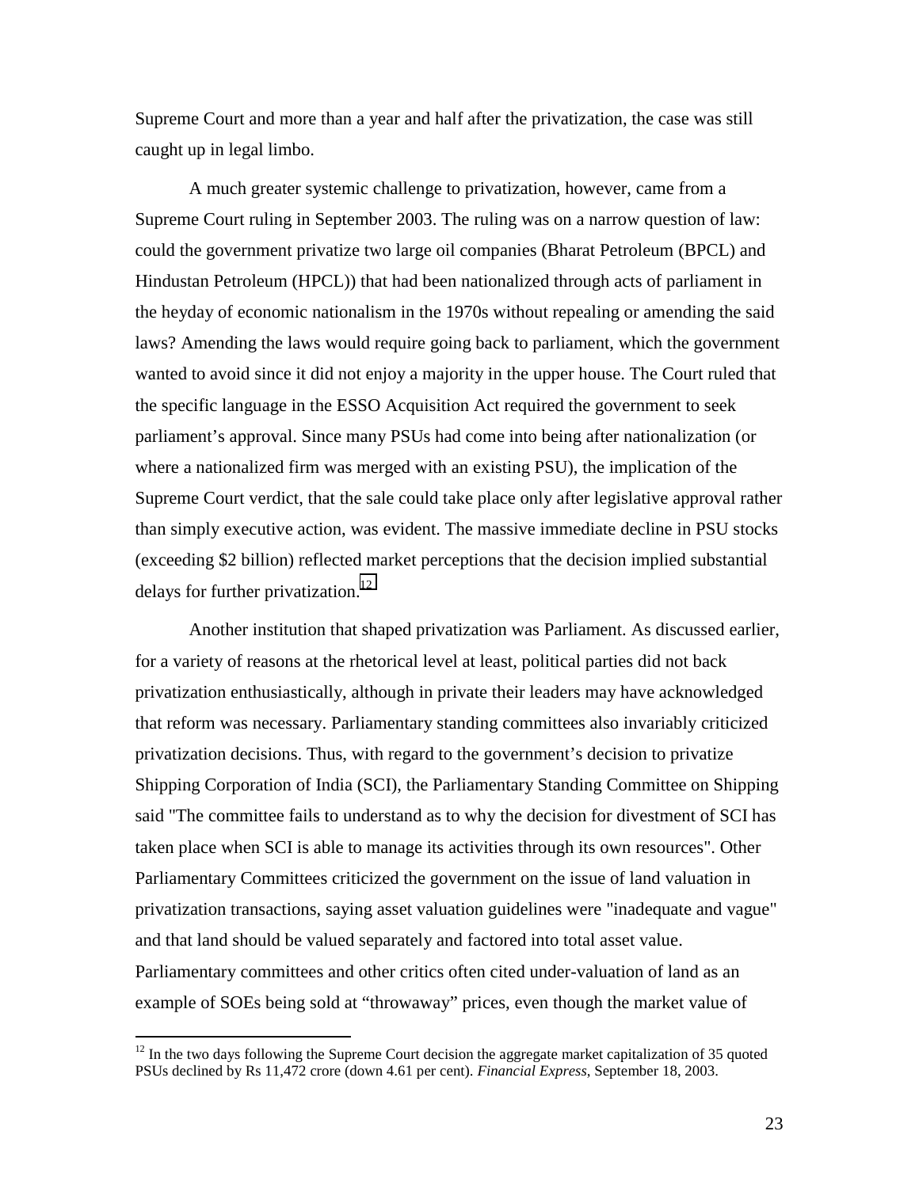Supreme Court and more than a year and half after the privatization, the case was still caught up in legal limbo.

A much greater systemic challenge to privatization, however, came from a Supreme Court ruling in September 2003. The ruling was on a narrow question of law: could the government privatize two large oil companies (Bharat Petroleum (BPCL) and Hindustan Petroleum (HPCL)) that had been nationalized through acts of parliament in the heyday of economic nationalism in the 1970s without repealing or amending the said laws? Amending the laws would require going back to parliament, which the government wanted to avoid since it did not enjoy a majority in the upper house. The Court ruled that the specific language in the ESSO Acquisition Act required the government to seek parliament's approval. Since many PSUs had come into being after nationalization (or where a nationalized firm was merged with an existing PSU), the implication of the Supreme Court verdict, that the sale could take place only after legislative approval rather than simply executive action, was evident. The massive immediate decline in PSU stocks (exceeding $2 billion) reflected market perceptions that the decision implied substantial delays for further privatization.[12]

Another institution that shaped privatization was Parliament. As discussed earlier, for a variety of reasons at the rhetorical level at least, political parties did not back privatization enthusiastically, although in private their leaders may have acknowledged that reform was necessary. Parliamentary standing committees also invariably criticized privatization decisions. Thus, with regard to the government's decision to privatize Shipping Corporation of India (SCI), the Parliamentary Standing Committee on Shipping said "The committee fails to understand as to why the decision for divestment of SCI has taken place when SCI is able to manage its activities through its own resources". Other Parliamentary Committees criticized the government on the issue of land valuation in privatization transactions, saying asset valuation guidelines were "inadequate and vague" and that land should be valued separately and factored into total asset value. Parliamentary committees and other critics often cited under-valuation of land as an example of SOEs being sold at "throwaway" prices, even though the market value of

[12] In the two days following the Supreme Court decision the aggregate market capitalization of 35 quoted PSUs declined by Rs 11,472 crore (down 4.61 per cent). *Financial Express*, September 18, 2003.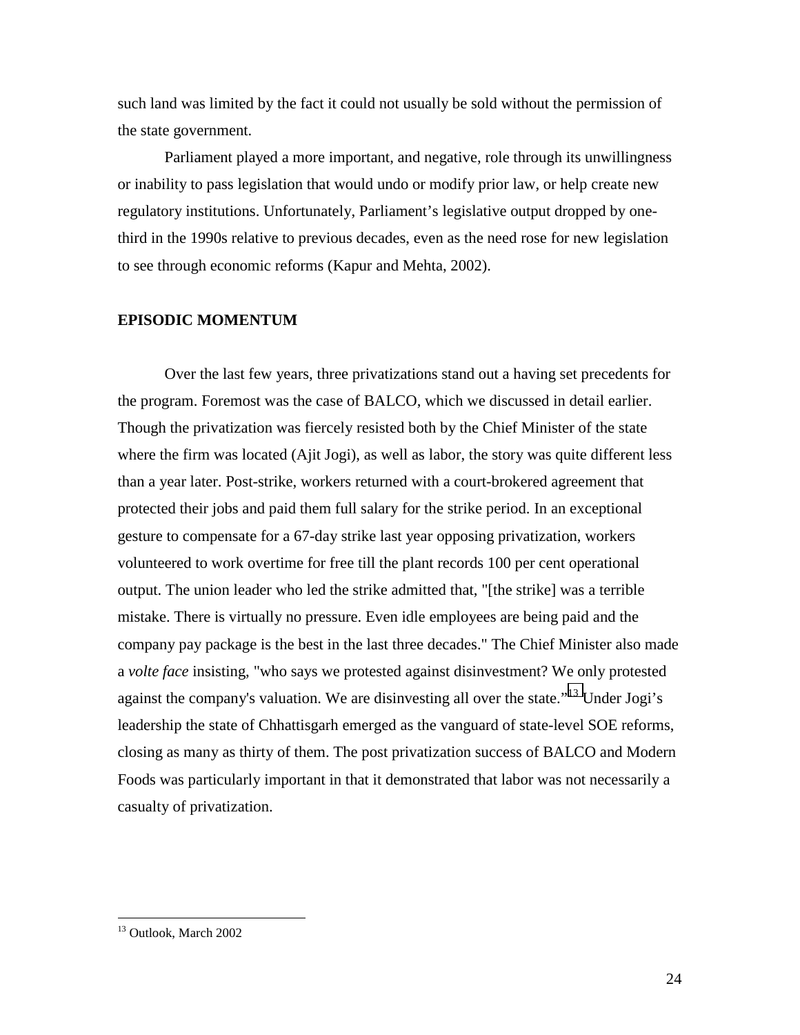such land was limited by the fact it could not usually be sold without the permission of the state government.

Parliament played a more important, and negative, role through its unwillingness or inability to pass legislation that would undo or modify prior law, or help create new regulatory institutions. Unfortunately, Parliament's legislative output dropped by one-third in the 1990s relative to previous decades, even as the need rose for new legislation to see through economic reforms (Kapur and Mehta, 2002).

## EPISODIC MOMENTUM

Over the last few years, three privatizations stand out a having set precedents for the program. Foremost was the case of BALCO, which we discussed in detail earlier. Though the privatization was fiercely resisted both by the Chief Minister of the state where the firm was located (Ajit Jogi), as well as labor, the story was quite different less than a year later. Post-strike, workers returned with a court-brokered agreement that protected their jobs and paid them full salary for the strike period. In an exceptional gesture to compensate for a 67-day strike last year opposing privatization, workers volunteered to work overtime for free till the plant records 100 per cent operational output. The union leader who led the strike admitted that, "[the strike] was a terrible mistake. There is virtually no pressure. Even idle employees are being paid and the company pay package is the best in the last three decades." The Chief Minister also made a *volte face* insisting, "who says we protested against disinvestment? We only protested against the company's valuation. We are disinvesting all over the state."[13] Under Jogi's leadership the state of Chhattisgarh emerged as the vanguard of state-level SOE reforms, closing as many as thirty of them. The post privatization success of BALCO and Modern Foods was particularly important in that it demonstrated that labor was not necessarily a casualty of privatization.

---

[13] Outlook, March 2002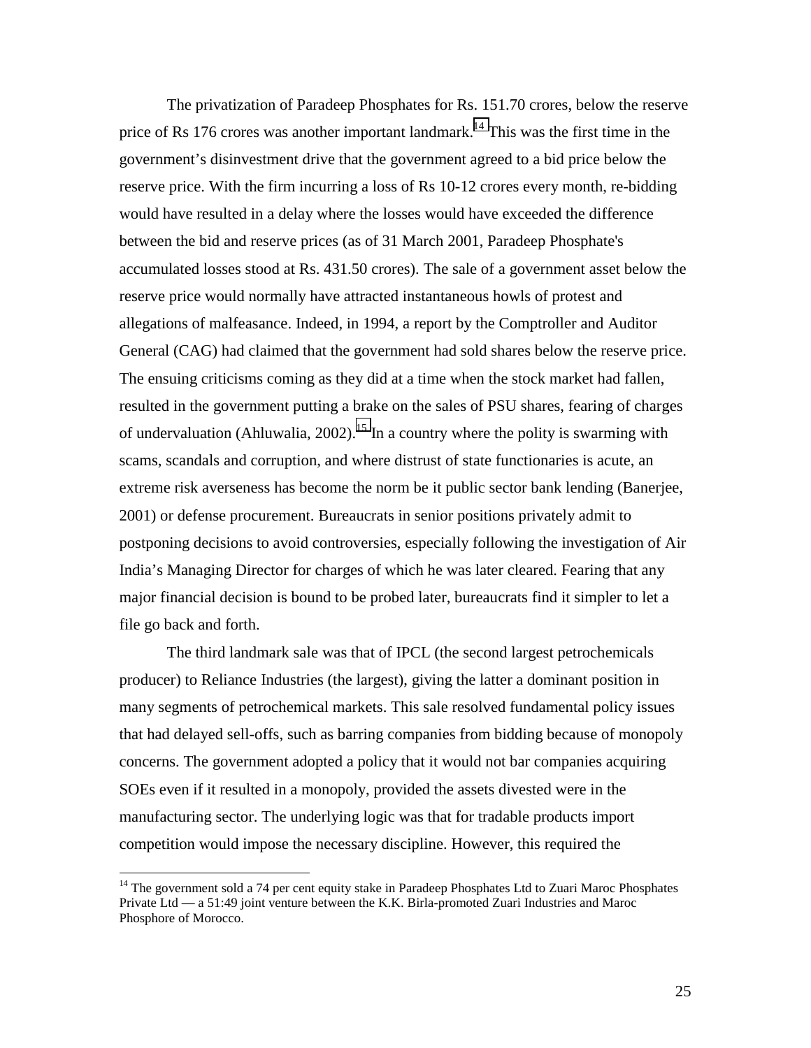The privatization of Paradeep Phosphates for Rs. 151.70 crores, below the reserve price of Rs 176 crores was another important landmark.[14] This was the first time in the government's disinvestment drive that the government agreed to a bid price below the reserve price. With the firm incurring a loss of Rs 10-12 crores every month, re-bidding would have resulted in a delay where the losses would have exceeded the difference between the bid and reserve prices (as of 31 March 2001, Paradeep Phosphate's accumulated losses stood at Rs. 431.50 crores). The sale of a government asset below the reserve price would normally have attracted instantaneous howls of protest and allegations of malfeasance. Indeed, in 1994, a report by the Comptroller and Auditor General (CAG) had claimed that the government had sold shares below the reserve price. The ensuing criticisms coming as they did at a time when the stock market had fallen, resulted in the government putting a brake on the sales of PSU shares, fearing of charges of undervaluation (Ahluwalia, 2002).[15] In a country where the polity is swarming with scams, scandals and corruption, and where distrust of state functionaries is acute, an extreme risk averseness has become the norm be it public sector bank lending (Banerjee, 2001) or defense procurement. Bureaucrats in senior positions privately admit to postponing decisions to avoid controversies, especially following the investigation of Air India's Managing Director for charges of which he was later cleared. Fearing that any major financial decision is bound to be probed later, bureaucrats find it simpler to let a file go back and forth.

The third landmark sale was that of IPCL (the second largest petrochemicals producer) to Reliance Industries (the largest), giving the latter a dominant position in many segments of petrochemical markets. This sale resolved fundamental policy issues that had delayed sell-offs, such as barring companies from bidding because of monopoly concerns. The government adopted a policy that it would not bar companies acquiring SOEs even if it resulted in a monopoly, provided the assets divested were in the manufacturing sector. The underlying logic was that for tradable products import competition would impose the necessary discipline. However, this required the

[14] The government sold a 74 per cent equity stake in Paradeep Phosphates Ltd to Zuari Maroc Phosphates Private Ltd — a 51:49 joint venture between the K.K. Birla-promoted Zuari Industries and Maroc Phosphore of Morocco.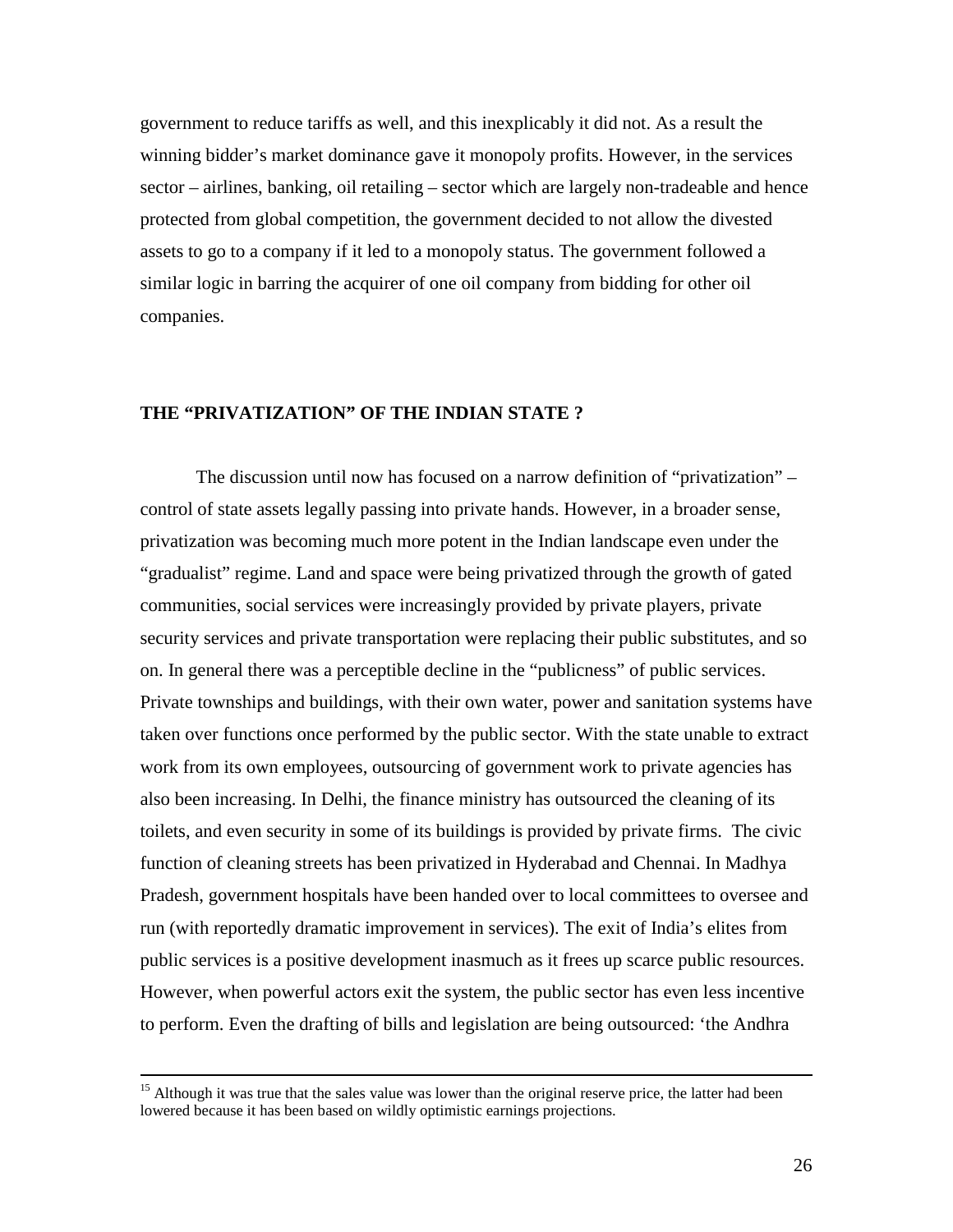government to reduce tariffs as well, and this inexplicably it did not. As a result the winning bidder's market dominance gave it monopoly profits. However, in the services sector – airlines, banking, oil retailing – sector which are largely non-tradeable and hence protected from global competition, the government decided to not allow the divested assets to go to a company if it led to a monopoly status. The government followed a similar logic in barring the acquirer of one oil company from bidding for other oil companies.

## THE "PRIVATIZATION" OF THE INDIAN STATE ?

The discussion until now has focused on a narrow definition of "privatization" – control of state assets legally passing into private hands. However, in a broader sense, privatization was becoming much more potent in the Indian landscape even under the "gradualist" regime. Land and space were being privatized through the growth of gated communities, social services were increasingly provided by private players, private security services and private transportation were replacing their public substitutes, and so on. In general there was a perceptible decline in the "publicness" of public services. Private townships and buildings, with their own water, power and sanitation systems have taken over functions once performed by the public sector. With the state unable to extract work from its own employees, outsourcing of government work to private agencies has also been increasing. In Delhi, the finance ministry has outsourced the cleaning of its toilets, and even security in some of its buildings is provided by private firms. The civic function of cleaning streets has been privatized in Hyderabad and Chennai. In Madhya Pradesh, government hospitals have been handed over to local committees to oversee and run (with reportedly dramatic improvement in services). The exit of India's elites from public services is a positive development inasmuch as it frees up scarce public resources. However, when powerful actors exit the system, the public sector has even less incentive to perform. Even the drafting of bills and legislation are being outsourced: 'the Andhra

---

[15] Although it was true that the sales value was lower than the original reserve price, the latter had been lowered because it has been based on wildly optimistic earnings projections.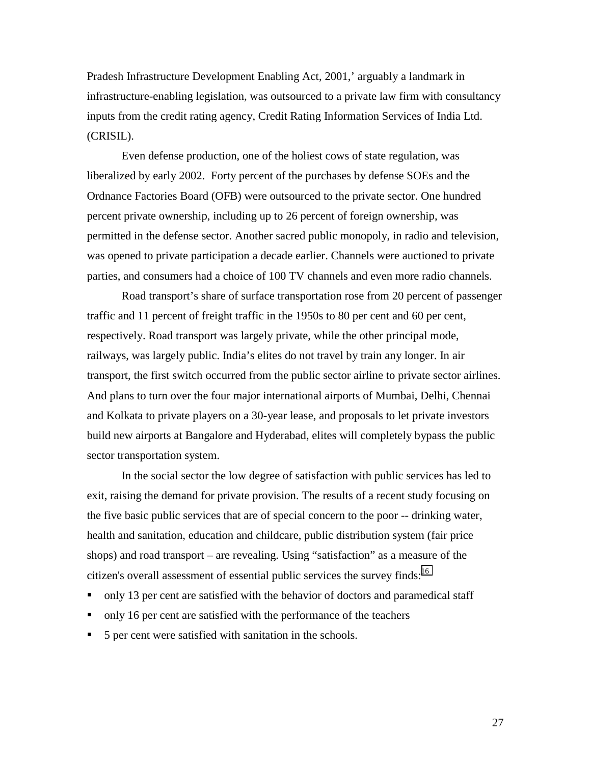Pradesh Infrastructure Development Enabling Act, 2001,' arguably a landmark in infrastructure-enabling legislation, was outsourced to a private law firm with consultancy inputs from the credit rating agency, Credit Rating Information Services of India Ltd. (CRISIL).

Even defense production, one of the holiest cows of state regulation, was liberalized by early 2002. Forty percent of the purchases by defense SOEs and the Ordnance Factories Board (OFB) were outsourced to the private sector. One hundred percent private ownership, including up to 26 percent of foreign ownership, was permitted in the defense sector. Another sacred public monopoly, in radio and television, was opened to private participation a decade earlier. Channels were auctioned to private parties, and consumers had a choice of 100 TV channels and even more radio channels.

Road transport's share of surface transportation rose from 20 percent of passenger traffic and 11 percent of freight traffic in the 1950s to 80 per cent and 60 per cent, respectively. Road transport was largely private, while the other principal mode, railways, was largely public. India's elites do not travel by train any longer. In air transport, the first switch occurred from the public sector airline to private sector airlines. And plans to turn over the four major international airports of Mumbai, Delhi, Chennai and Kolkata to private players on a 30-year lease, and proposals to let private investors build new airports at Bangalore and Hyderabad, elites will completely bypass the public sector transportation system.

In the social sector the low degree of satisfaction with public services has led to exit, raising the demand for private provision. The results of a recent study focusing on the five basic public services that are of special concern to the poor -- drinking water, health and sanitation, education and childcare, public distribution system (fair price shops) and road transport – are revealing. Using "satisfaction" as a measure of the citizen's overall assessment of essential public services the survey finds:[16]

- only 13 per cent are satisfied with the behavior of doctors and paramedical staff
- only 16 per cent are satisfied with the performance of the teachers
- 5 per cent were satisfied with sanitation in the schools.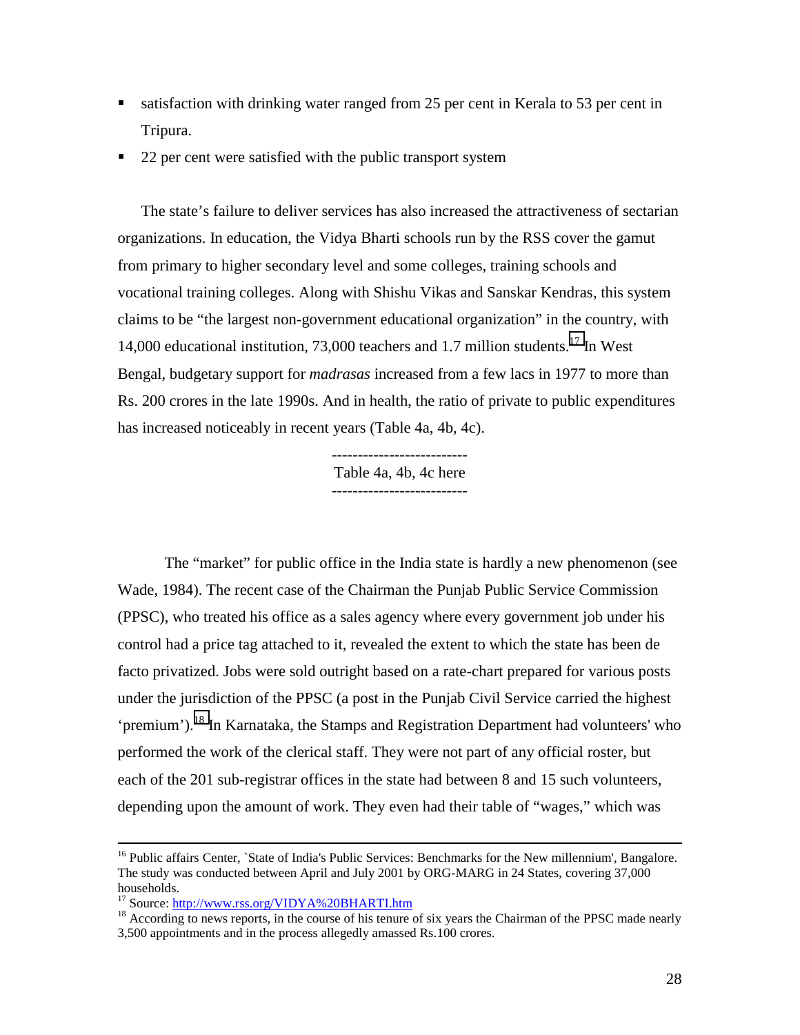- satisfaction with drinking water ranged from 25 per cent in Kerala to 53 per cent in Tripura.
- 22 per cent were satisfied with the public transport system

The state's failure to deliver services has also increased the attractiveness of sectarian organizations. In education, the Vidya Bharti schools run by the RSS cover the gamut from primary to higher secondary level and some colleges, training schools and vocational training colleges. Along with Shishu Vikas and Sanskar Kendras, this system claims to be "the largest non-government educational organization" in the country, with 14,000 educational institution, 73,000 teachers and 1.7 million students.[17] In West Bengal, budgetary support for *madrasas* increased from a few lacs in 1977 to more than Rs. 200 crores in the late 1990s. And in health, the ratio of private to public expenditures has increased noticeably in recent years (Table 4a, 4b, 4c).

--------------------------
Table 4a, 4b, 4c here
--------------------------

The "market" for public office in the India state is hardly a new phenomenon (see Wade, 1984). The recent case of the Chairman the Punjab Public Service Commission (PPSC), who treated his office as a sales agency where every government job under his control had a price tag attached to it, revealed the extent to which the state has been de facto privatized. Jobs were sold outright based on a rate-chart prepared for various posts under the jurisdiction of the PPSC (a post in the Punjab Civil Service carried the highest 'premium').[18] In Karnataka, the Stamps and Registration Department had volunteers' who performed the work of the clerical staff. They were not part of any official roster, but each of the 201 sub-registrar offices in the state had between 8 and 15 such volunteers, depending upon the amount of work. They even had their table of "wages," which was

---

[16] Public affairs Center, `State of India's Public Services: Benchmarks for the New millennium', Bangalore. The study was conducted between April and July 2001 by ORG-MARG in 24 States, covering 37,000 households.

[17] Source: http://www.rss.org/VIDYA%20BHARTI.htm

[18] According to news reports, in the course of his tenure of six years the Chairman of the PPSC made nearly 3,500 appointments and in the process allegedly amassed Rs.100 crores.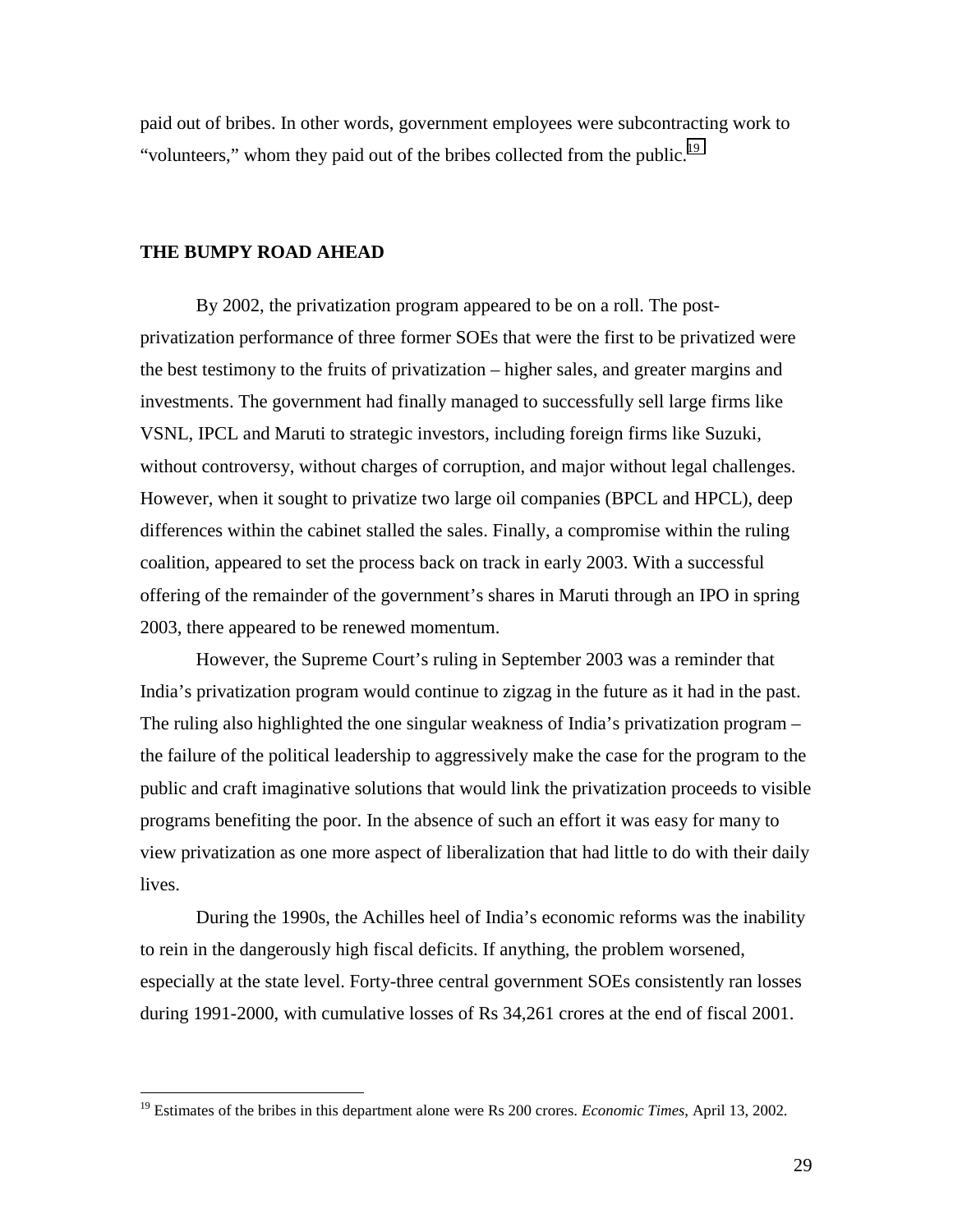paid out of bribes. In other words, government employees were subcontracting work to "volunteers," whom they paid out of the bribes collected from the public.[19]

## THE BUMPY ROAD AHEAD

By 2002, the privatization program appeared to be on a roll. The post-privatization performance of three former SOEs that were the first to be privatized were the best testimony to the fruits of privatization – higher sales, and greater margins and investments. The government had finally managed to successfully sell large firms like VSNL, IPCL and Maruti to strategic investors, including foreign firms like Suzuki, without controversy, without charges of corruption, and major without legal challenges. However, when it sought to privatize two large oil companies (BPCL and HPCL), deep differences within the cabinet stalled the sales. Finally, a compromise within the ruling coalition, appeared to set the process back on track in early 2003. With a successful offering of the remainder of the government's shares in Maruti through an IPO in spring 2003, there appeared to be renewed momentum.

However, the Supreme Court's ruling in September 2003 was a reminder that India's privatization program would continue to zigzag in the future as it had in the past. The ruling also highlighted the one singular weakness of India's privatization program – the failure of the political leadership to aggressively make the case for the program to the public and craft imaginative solutions that would link the privatization proceeds to visible programs benefiting the poor. In the absence of such an effort it was easy for many to view privatization as one more aspect of liberalization that had little to do with their daily lives.

During the 1990s, the Achilles heel of India's economic reforms was the inability to rein in the dangerously high fiscal deficits. If anything, the problem worsened, especially at the state level. Forty-three central government SOEs consistently ran losses during 1991-2000, with cumulative losses of Rs 34,261 crores at the end of fiscal 2001.

---

[19] Estimates of the bribes in this department alone were Rs 200 crores. *Economic Times*, April 13, 2002.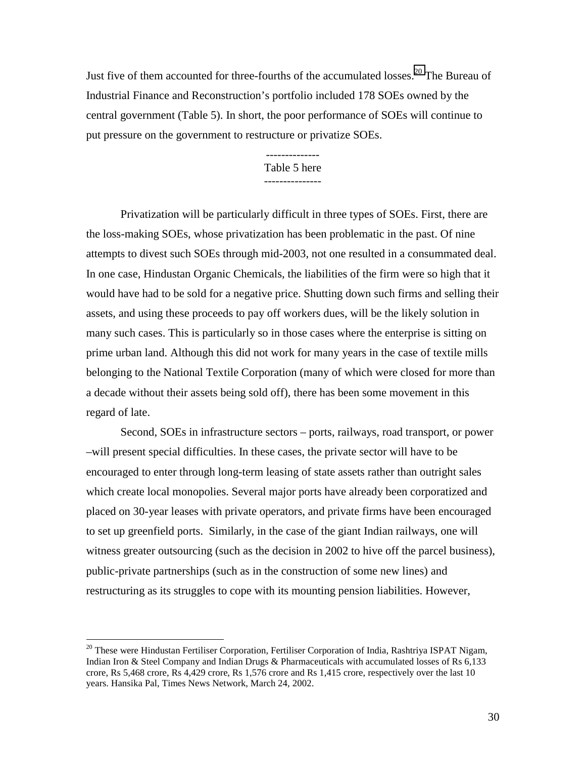Just five of them accounted for three-fourths of the accumulated losses.[20] The Bureau of Industrial Finance and Reconstruction's portfolio included 178 SOEs owned by the central government (Table 5). In short, the poor performance of SOEs will continue to put pressure on the government to restructure or privatize SOEs.

--------------
Table 5 here
---------------

Privatization will be particularly difficult in three types of SOEs. First, there are the loss-making SOEs, whose privatization has been problematic in the past. Of nine attempts to divest such SOEs through mid-2003, not one resulted in a consummated deal. In one case, Hindustan Organic Chemicals, the liabilities of the firm were so high that it would have had to be sold for a negative price. Shutting down such firms and selling their assets, and using these proceeds to pay off workers dues, will be the likely solution in many such cases. This is particularly so in those cases where the enterprise is sitting on prime urban land. Although this did not work for many years in the case of textile mills belonging to the National Textile Corporation (many of which were closed for more than a decade without their assets being sold off), there has been some movement in this regard of late.

Second, SOEs in infrastructure sectors – ports, railways, road transport, or power –will present special difficulties. In these cases, the private sector will have to be encouraged to enter through long-term leasing of state assets rather than outright sales which create local monopolies. Several major ports have already been corporatized and placed on 30-year leases with private operators, and private firms have been encouraged to set up greenfield ports. Similarly, in the case of the giant Indian railways, one will witness greater outsourcing (such as the decision in 2002 to hive off the parcel business), public-private partnerships (such as in the construction of some new lines) and restructuring as its struggles to cope with its mounting pension liabilities. However,

[20] These were Hindustan Fertiliser Corporation, Fertiliser Corporation of India, Rashtriya ISPAT Nigam, Indian Iron & Steel Company and Indian Drugs & Pharmaceuticals with accumulated losses of Rs 6,133 crore, Rs 5,468 crore, Rs 4,429 crore, Rs 1,576 crore and Rs 1,415 crore, respectively over the last 10 years. Hansika Pal, Times News Network, March 24, 2002.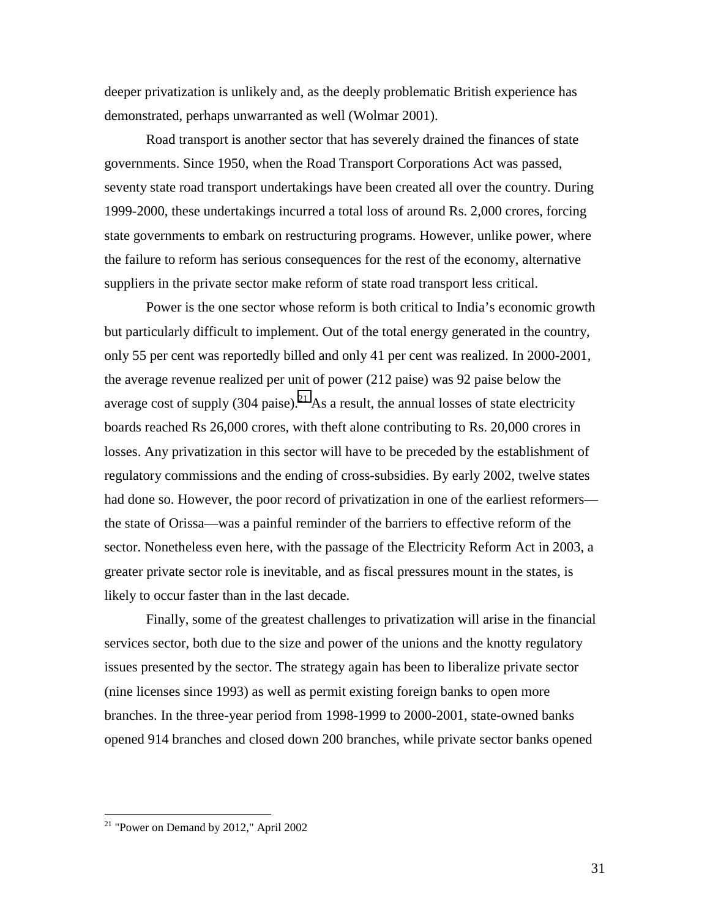deeper privatization is unlikely and, as the deeply problematic British experience has demonstrated, perhaps unwarranted as well (Wolmar 2001).

Road transport is another sector that has severely drained the finances of state governments. Since 1950, when the Road Transport Corporations Act was passed, seventy state road transport undertakings have been created all over the country. During 1999-2000, these undertakings incurred a total loss of around Rs. 2,000 crores, forcing state governments to embark on restructuring programs. However, unlike power, where the failure to reform has serious consequences for the rest of the economy, alternative suppliers in the private sector make reform of state road transport less critical.

Power is the one sector whose reform is both critical to India's economic growth but particularly difficult to implement. Out of the total energy generated in the country, only 55 per cent was reportedly billed and only 41 per cent was realized. In 2000-2001, the average revenue realized per unit of power (212 paise) was 92 paise below the average cost of supply (304 paise).[21] As a result, the annual losses of state electricity boards reached Rs 26,000 crores, with theft alone contributing to Rs. 20,000 crores in losses. Any privatization in this sector will have to be preceded by the establishment of regulatory commissions and the ending of cross-subsidies. By early 2002, twelve states had done so. However, the poor record of privatization in one of the earliest reformers—the state of Orissa—was a painful reminder of the barriers to effective reform of the sector. Nonetheless even here, with the passage of the Electricity Reform Act in 2003, a greater private sector role is inevitable, and as fiscal pressures mount in the states, is likely to occur faster than in the last decade.

Finally, some of the greatest challenges to privatization will arise in the financial services sector, both due to the size and power of the unions and the knotty regulatory issues presented by the sector. The strategy again has been to liberalize private sector (nine licenses since 1993) as well as permit existing foreign banks to open more branches. In the three-year period from 1998-1999 to 2000-2001, state-owned banks opened 914 branches and closed down 200 branches, while private sector banks opened

---

[21] "Power on Demand by 2012," April 2002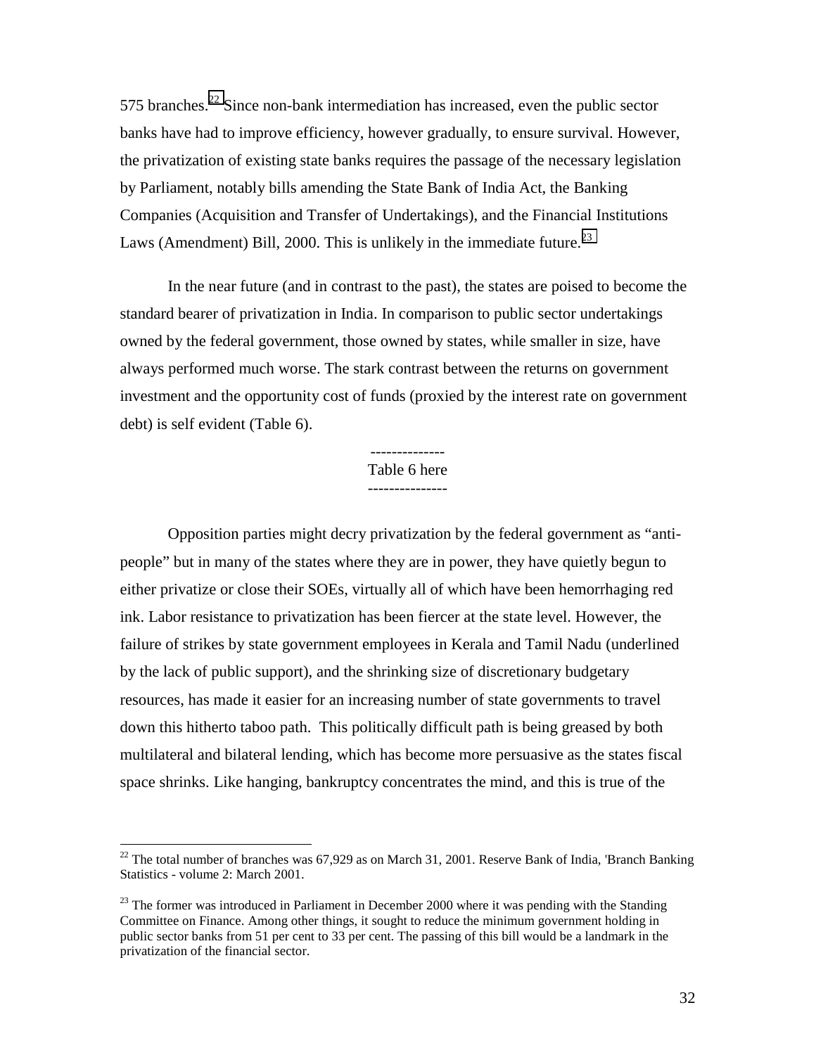575 branches.[22] Since non-bank intermediation has increased, even the public sector banks have had to improve efficiency, however gradually, to ensure survival. However, the privatization of existing state banks requires the passage of the necessary legislation by Parliament, notably bills amending the State Bank of India Act, the Banking Companies (Acquisition and Transfer of Undertakings), and the Financial Institutions Laws (Amendment) Bill, 2000. This is unlikely in the immediate future.[23]

In the near future (and in contrast to the past), the states are poised to become the standard bearer of privatization in India. In comparison to public sector undertakings owned by the federal government, those owned by states, while smaller in size, have always performed much worse. The stark contrast between the returns on government investment and the opportunity cost of funds (proxied by the interest rate on government debt) is self evident (Table 6).

--------------
Table 6 here
---------------

Opposition parties might decry privatization by the federal government as "anti-people" but in many of the states where they are in power, they have quietly begun to either privatize or close their SOEs, virtually all of which have been hemorrhaging red ink. Labor resistance to privatization has been fiercer at the state level. However, the failure of strikes by state government employees in Kerala and Tamil Nadu (underlined by the lack of public support), and the shrinking size of discretionary budgetary resources, has made it easier for an increasing number of state governments to travel down this hitherto taboo path. This politically difficult path is being greased by both multilateral and bilateral lending, which has become more persuasive as the states fiscal space shrinks. Like hanging, bankruptcy concentrates the mind, and this is true of the

---

[22] The total number of branches was 67,929 as on March 31, 2001. Reserve Bank of India, 'Branch Banking Statistics - volume 2: March 2001.

[23] The former was introduced in Parliament in December 2000 where it was pending with the Standing Committee on Finance. Among other things, it sought to reduce the minimum government holding in public sector banks from 51 per cent to 33 per cent. The passing of this bill would be a landmark in the privatization of the financial sector.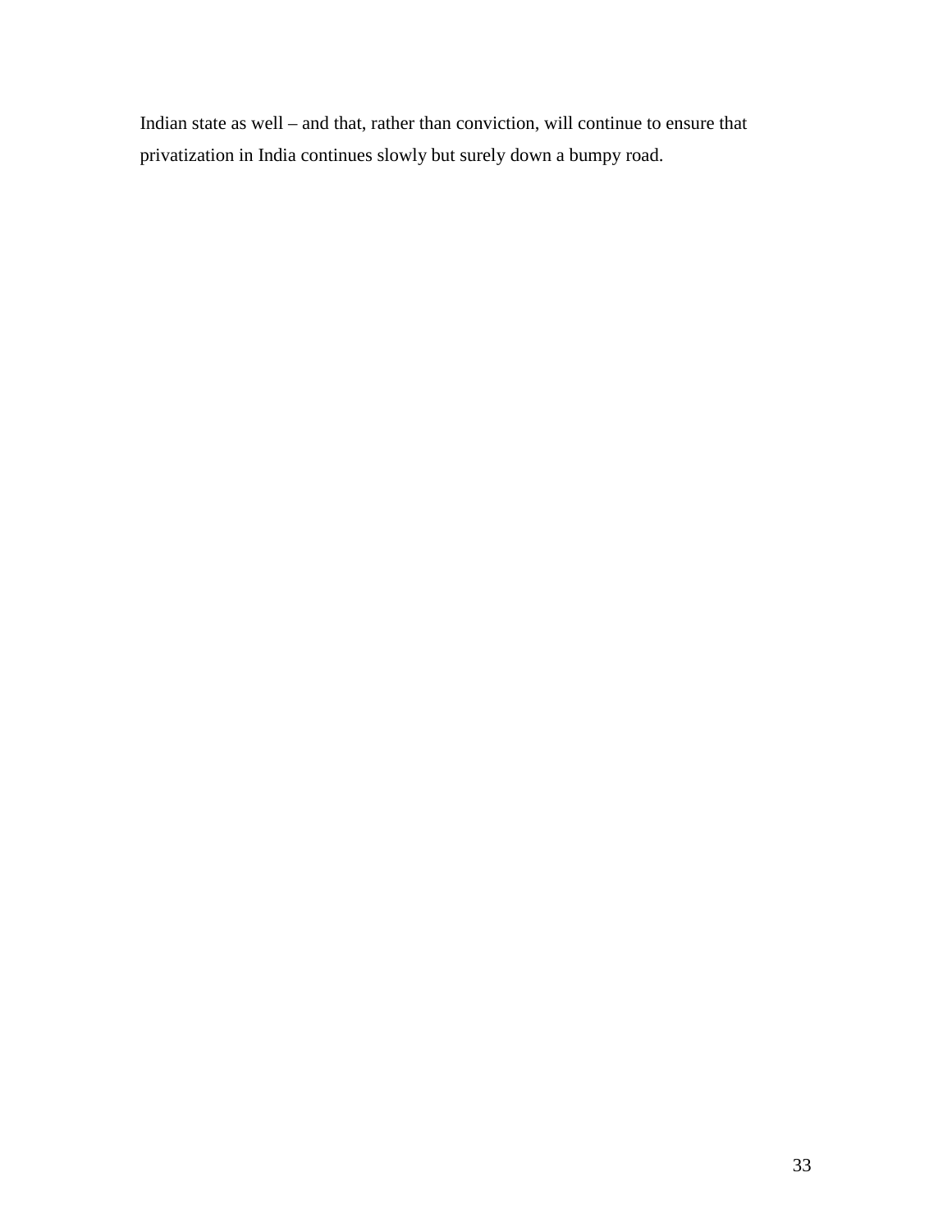Indian state as well – and that, rather than conviction, will continue to ensure that privatization in India continues slowly but surely down a bumpy road.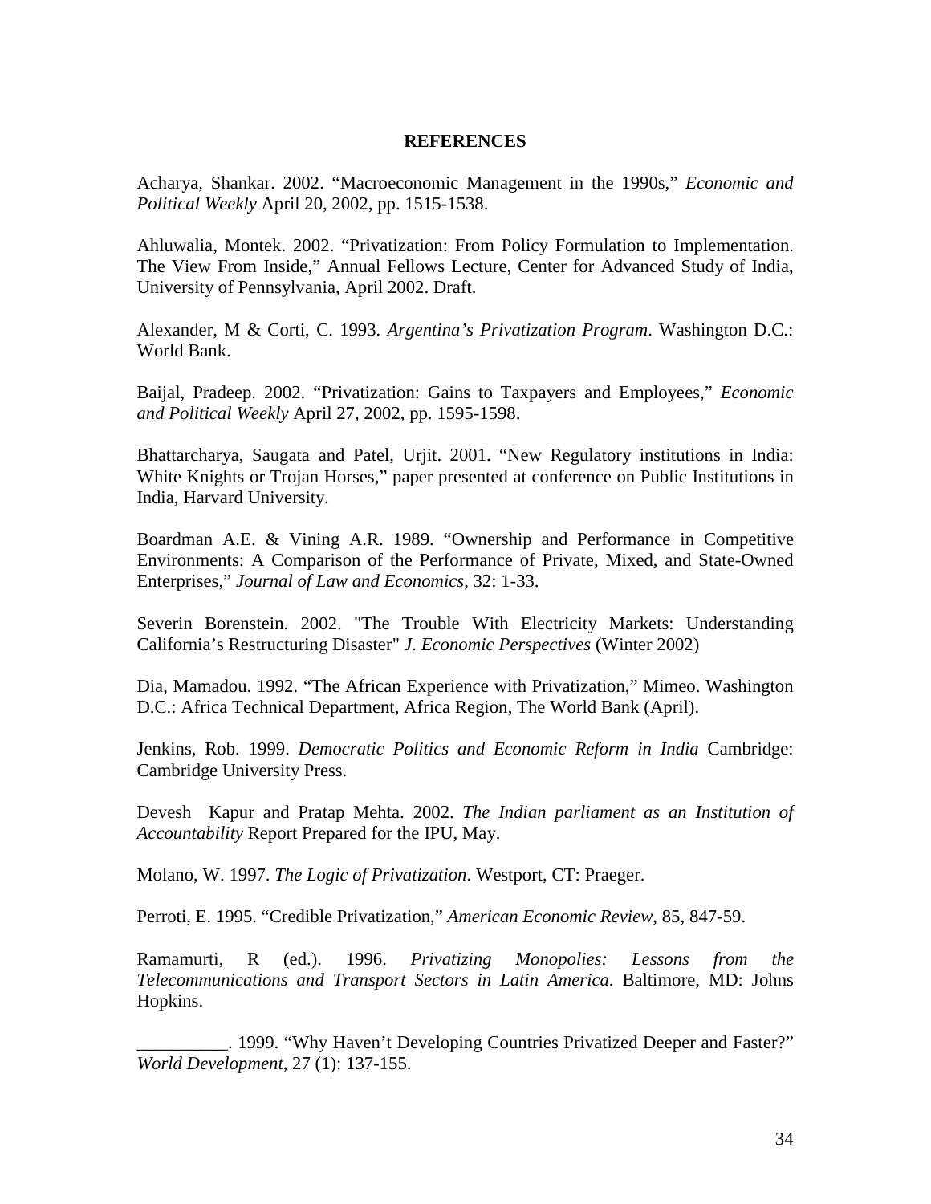**REFERENCES**

Acharya, Shankar. 2002. "Macroeconomic Management in the 1990s," *Economic and Political Weekly* April 20, 2002, pp. 1515-1538.

Ahluwalia, Montek. 2002. "Privatization: From Policy Formulation to Implementation. The View From Inside," Annual Fellows Lecture, Center for Advanced Study of India, University of Pennsylvania, April 2002. Draft.

Alexander, M & Corti, C. 1993. *Argentina's Privatization Program*. Washington D.C.: World Bank.

Baijal, Pradeep. 2002. "Privatization: Gains to Taxpayers and Employees," *Economic and Political Weekly* April 27, 2002, pp. 1595-1598.

Bhattarcharya, Saugata and Patel, Urjit. 2001. "New Regulatory institutions in India: White Knights or Trojan Horses," paper presented at conference on Public Institutions in India, Harvard University.

Boardman A.E. & Vining A.R. 1989. "Ownership and Performance in Competitive Environments: A Comparison of the Performance of Private, Mixed, and State-Owned Enterprises," *Journal of Law and Economics*, 32: 1-33.

Severin Borenstein. 2002. "The Trouble With Electricity Markets: Understanding California's Restructuring Disaster" *J. Economic Perspectives* (Winter 2002)

Dia, Mamadou. 1992. "The African Experience with Privatization," Mimeo. Washington D.C.: Africa Technical Department, Africa Region, The World Bank (April).

Jenkins, Rob. 1999. *Democratic Politics and Economic Reform in India* Cambridge: Cambridge University Press.

Devesh Kapur and Pratap Mehta. 2002. *The Indian parliament as an Institution of Accountability* Report Prepared for the IPU, May.

Molano, W. 1997. *The Logic of Privatization*. Westport, CT: Praeger.

Perroti, E. 1995. "Credible Privatization," *American Economic Review*, 85, 847-59.

Ramamurti, R (ed.). 1996. *Privatizing Monopolies: Lessons from the Telecommunications and Transport Sectors in Latin America*. Baltimore, MD: Johns Hopkins.

__________. 1999. "Why Haven't Developing Countries Privatized Deeper and Faster?" *World Development*, 27 (1): 137-155.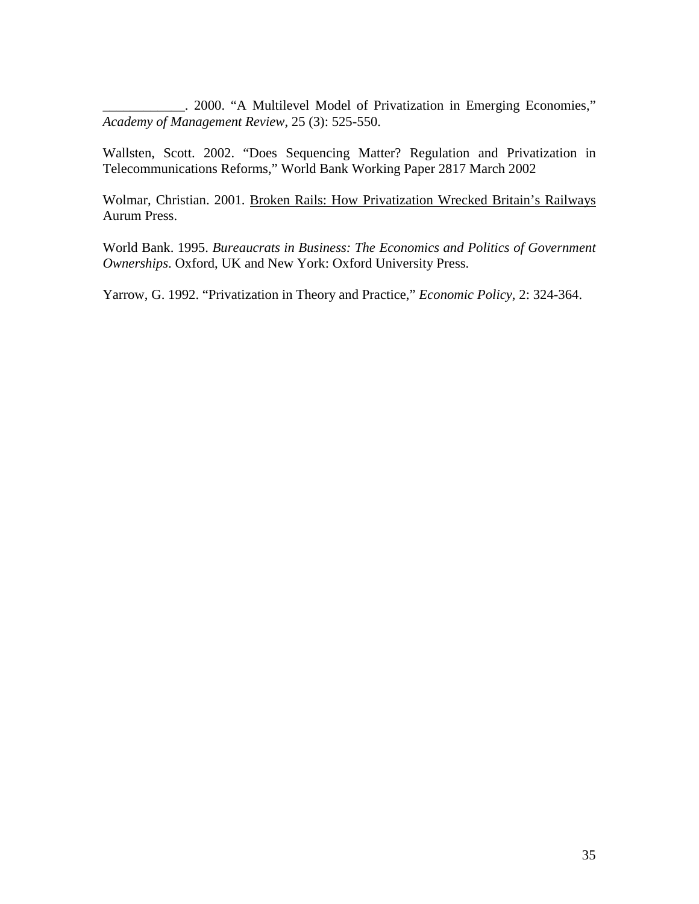____________. 2000. “A Multilevel Model of Privatization in Emerging Economies,” *Academy of Management Review*, 25 (3): 525-550.

Wallsten, Scott. 2002. “Does Sequencing Matter? Regulation and Privatization in Telecommunications Reforms,” World Bank Working Paper 2817 March 2002

Wolmar, Christian. 2001. <u>Broken Rails: How Privatization Wrecked Britain’s Railways</u> Aurum Press.

World Bank. 1995. *Bureaucrats in Business: The Economics and Politics of Government Ownerships*. Oxford, UK and New York: Oxford University Press.

Yarrow, G. 1992. “Privatization in Theory and Practice,” *Economic Policy*, 2: 324-364.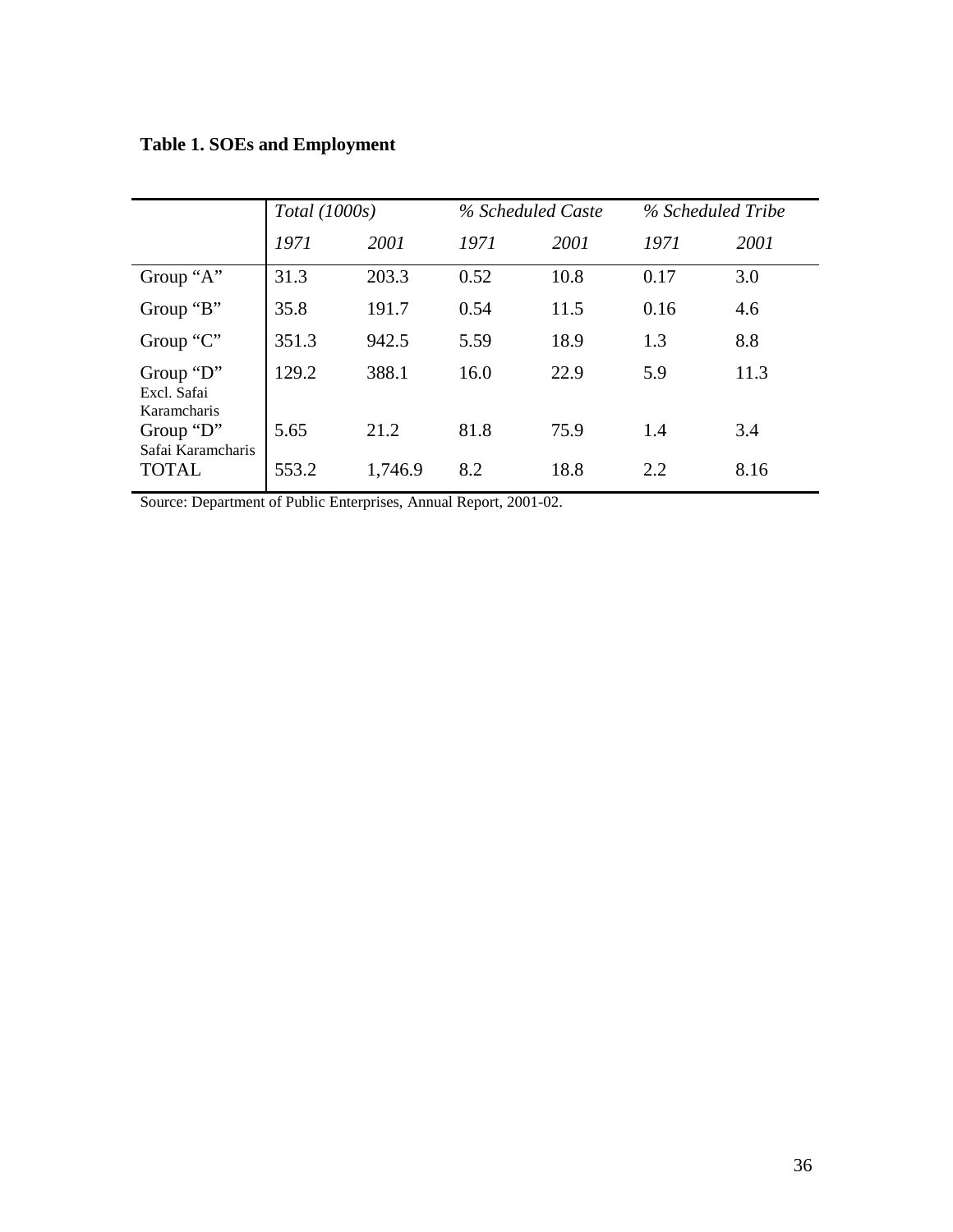**Table 1. SOEs and Employment**

| | *Total (1000s)* | | *% Scheduled Caste* | | *% Scheduled Tribe* | |
|---|---|---|---|---|---|---|
| | *1971* | *2001* | *1971* | *2001* | *1971* | *2001* |
| Group "A" | 31.3 | 203.3 | 0.52 | 10.8 | 0.17 | 3.0 |
| Group "B" | 35.8 | 191.7 | 0.54 | 11.5 | 0.16 | 4.6 |
| Group "C" | 351.3 | 942.5 | 5.59 | 18.9 | 1.3 | 8.8 |
| Group "D" Excl. Safai Karamcharis | 129.2 | 388.1 | 16.0 | 22.9 | 5.9 | 11.3 |
| Group "D" Safai Karamcharis | 5.65 | 21.2 | 81.8 | 75.9 | 1.4 | 3.4 |
| TOTAL | 553.2 | 1,746.9 | 8.2 | 18.8 | 2.2 | 8.16 |

Source: Department of Public Enterprises, Annual Report, 2001-02.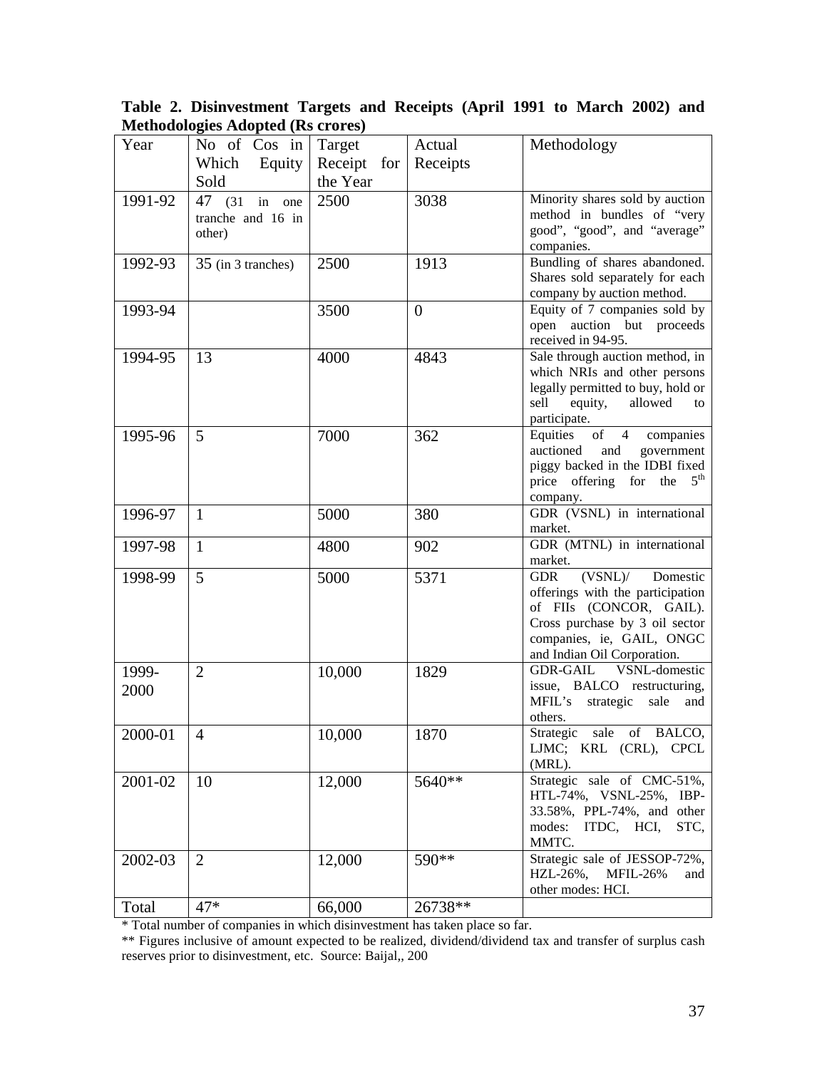**Table 2. Disinvestment Targets and Receipts (April 1991 to March 2002) and Methodologies Adopted (Rs crores)**

| Year | No of Cos in Which Equity Sold | Target Receipt for the Year | Actual Receipts | Methodology |
|---|---|---|---|---|
| 1991-92 | 47 (31 in one tranche and 16 in other) | 2500 | 3038 | Minority shares sold by auction method in bundles of "very good", "good", and "average" companies. |
| 1992-93 | 35 (in 3 tranches) | 2500 | 1913 | Bundling of shares abandoned. Shares sold separately for each company by auction method. |
| 1993-94 | | 3500 | 0 | Equity of 7 companies sold by open auction but proceeds received in 94-95. |
| 1994-95 | 13 | 4000 | 4843 | Sale through auction method, in which NRIs and other persons legally permitted to buy, hold or sell equity, allowed to participate. |
| 1995-96 | 5 | 7000 | 362 | Equities of 4 companies auctioned and government piggy backed in the IDBI fixed price offering for the 5th company. |
| 1996-97 | 1 | 5000 | 380 | GDR (VSNL) in international market. |
| 1997-98 | 1 | 4800 | 902 | GDR (MTNL) in international market. |
| 1998-99 | 5 | 5000 | 5371 | GDR (VSNL)/ Domestic offerings with the participation of FIIs (CONCOR, GAIL). Cross purchase by 3 oil sector companies, ie, GAIL, ONGC and Indian Oil Corporation. |
| 1999-2000 | 2 | 10,000 | 1829 | GDR-GAIL VSNL-domestic issue, BALCO restructuring, MFIL's strategic sale and others. |
| 2000-01 | 4 | 10,000 | 1870 | Strategic sale of BALCO, LJMC; KRL (CRL), CPCL (MRL). |
| 2001-02 | 10 | 12,000 | 5640** | Strategic sale of CMC-51%, HTL-74%, VSNL-25%, IBP-33.58%, PPL-74%, and other modes: ITDC, HCI, STC, MMTC. |
| 2002-03 | 2 | 12,000 | 590** | Strategic sale of JESSOP-72%, HZL-26%, MFIL-26% and other modes: HCI. |
| Total | 47* | 66,000 | 26738** | |

\* Total number of companies in which disinvestment has taken place so far.

** Figures inclusive of amount expected to be realized, dividend/dividend tax and transfer of surplus cash reserves prior to disinvestment, etc. Source: Baijal,, 200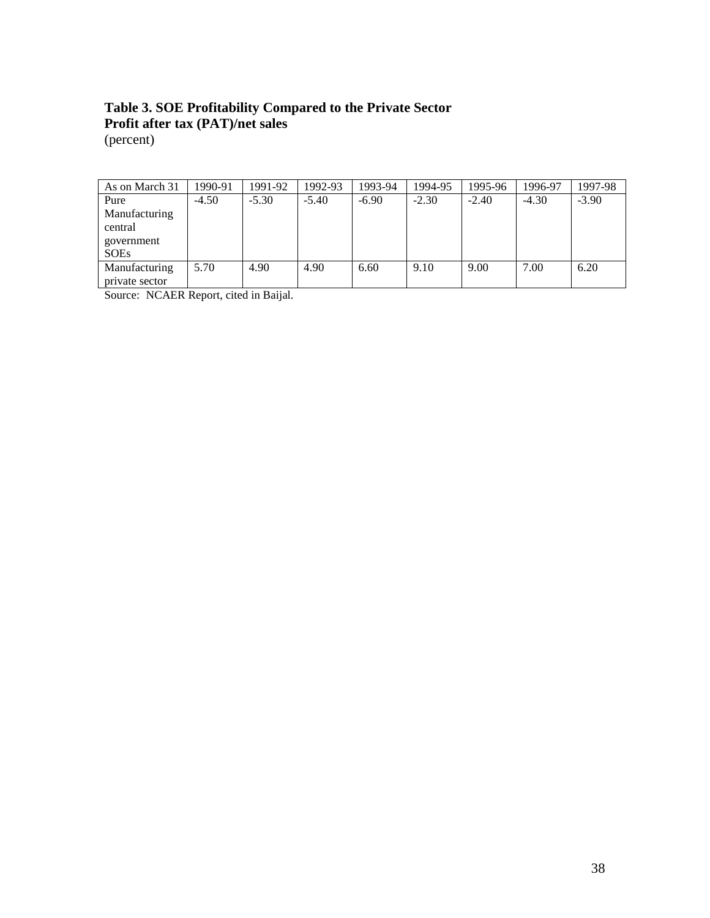**Table 3. SOE Profitability Compared to the Private Sector**
**Profit after tax (PAT)/net sales**
(percent)

| As on March 31 | 1990-91 | 1991-92 | 1992-93 | 1993-94 | 1994-95 | 1995-96 | 1996-97 | 1997-98 |
|---|---|---|---|---|---|---|---|---|
| Pure Manufacturing central government SOEs | -4.50 | -5.30 | -5.40 | -6.90 | -2.30 | -2.40 | -4.30 | -3.90 |
| Manufacturing private sector | 5.70 | 4.90 | 4.90 | 6.60 | 9.10 | 9.00 | 7.00 | 6.20 |

Source: NCAER Report, cited in Baijal.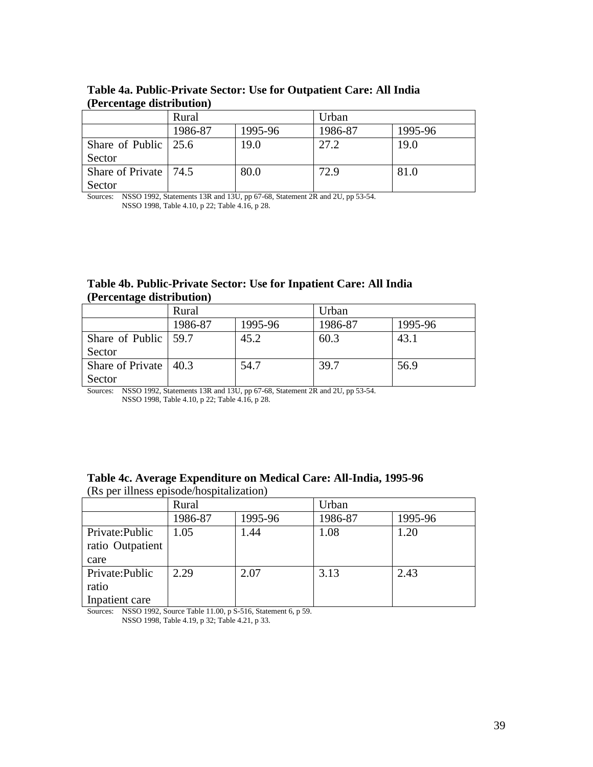**Table 4a. Public-Private Sector: Use for Outpatient Care: All India (Percentage distribution)**

| | Rural | | Urban | |
|---|---|---|---|---|
| | 1986-87 | 1995-96 | 1986-87 | 1995-96 |
| Share of Public Sector | 25.6 | 19.0 | 27.2 | 19.0 |
| Share of Private Sector | 74.5 | 80.0 | 72.9 | 81.0 |

Sources: NSSO 1992, Statements 13R and 13U, pp 67-68, Statement 2R and 2U, pp 53-54.
NSSO 1998, Table 4.10, p 22; Table 4.16, p 28.

**Table 4b. Public-Private Sector: Use for Inpatient Care: All India (Percentage distribution)**

| | Rural | | Urban | |
|---|---|---|---|---|
| | 1986-87 | 1995-96 | 1986-87 | 1995-96 |
| Share of Public Sector | 59.7 | 45.2 | 60.3 | 43.1 |
| Share of Private Sector | 40.3 | 54.7 | 39.7 | 56.9 |

Sources: NSSO 1992, Statements 13R and 13U, pp 67-68, Statement 2R and 2U, pp 53-54.
NSSO 1998, Table 4.10, p 22; Table 4.16, p 28.

**Table 4c. Average Expenditure on Medical Care: All-India, 1995-96**
(Rs per illness episode/hospitalization)

| | Rural | | Urban | |
|---|---|---|---|---|
| | 1986-87 | 1995-96 | 1986-87 | 1995-96 |
| Private:Public ratio Outpatient care | 1.05 | 1.44 | 1.08 | 1.20 |
| Private:Public ratio Inpatient care | 2.29 | 2.07 | 3.13 | 2.43 |

Sources: NSSO 1992, Source Table 11.00, p S-516, Statement 6, p 59.
NSSO 1998, Table 4.19, p 32; Table 4.21, p 33.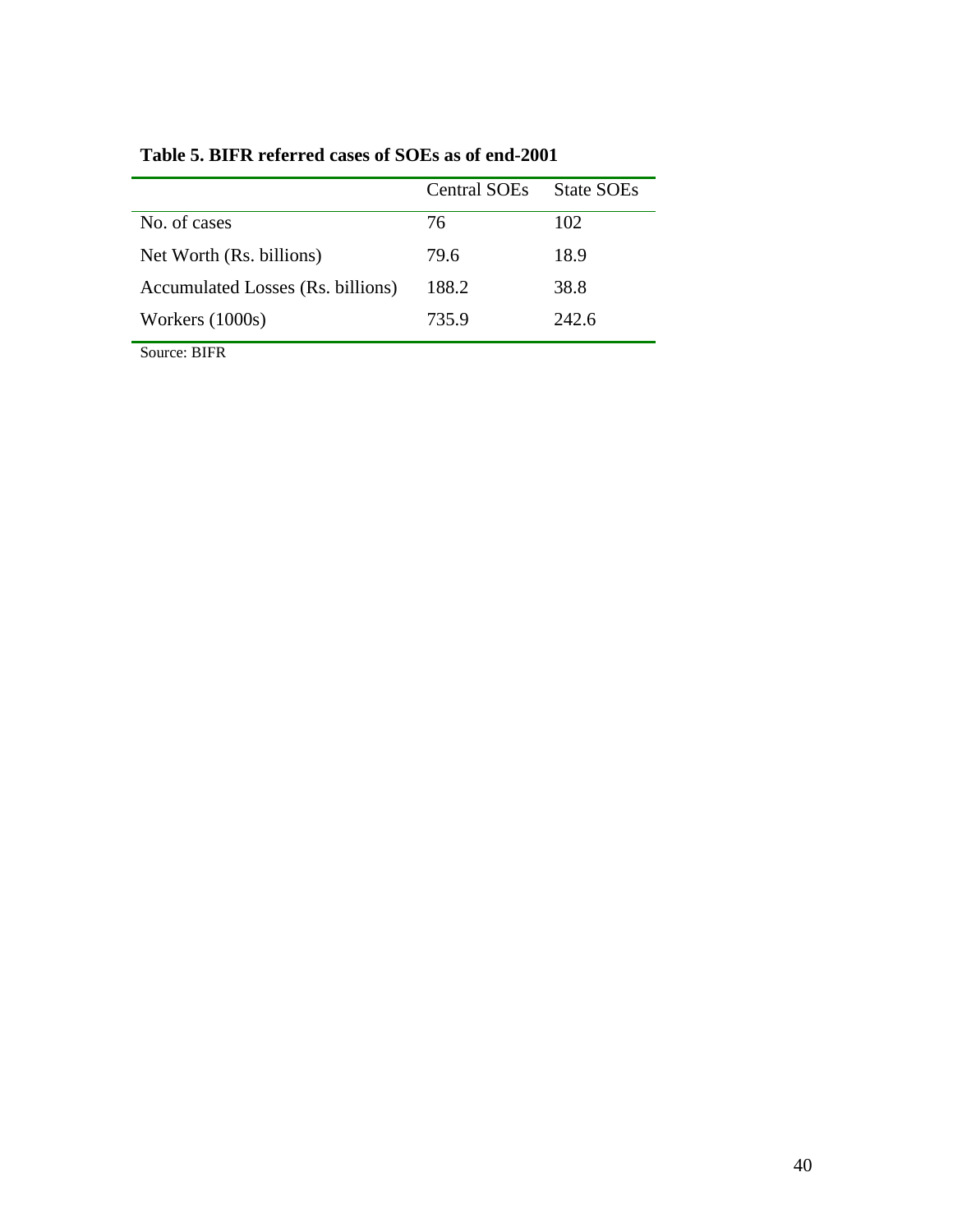**Table 5. BIFR referred cases of SOEs as of end-2001**

| | Central SOEs | State SOEs |
|---|---|---|
| No. of cases | 76 | 102 |
| Net Worth (Rs. billions) | 79.6 | 18.9 |
| Accumulated Losses (Rs. billions) | 188.2 | 38.8 |
| Workers (1000s) | 735.9 | 242.6 |

Source: BIFR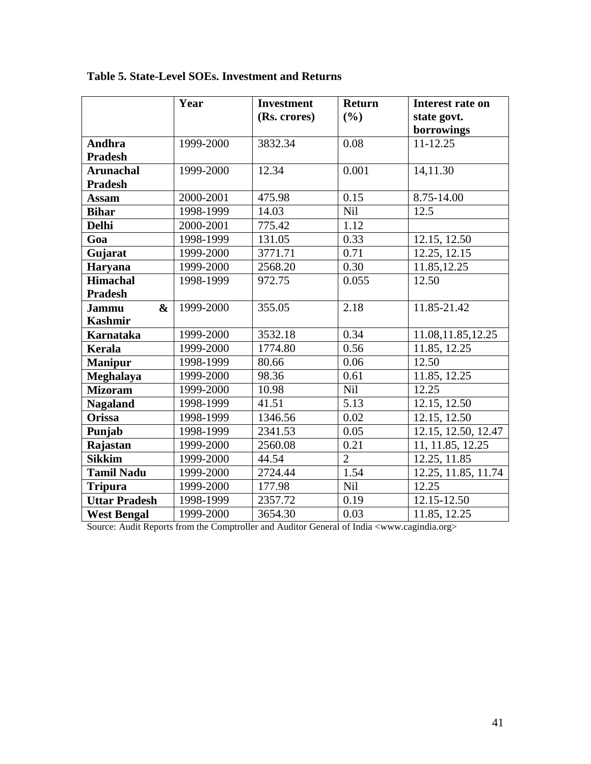**Table 5. State-Level SOEs. Investment and Returns**

| | Year | Investment (Rs. crores) | Return (%) | Interest rate on state govt. borrowings |
|---|---|---|---|---|
| **Andhra Pradesh** | 1999-2000 | 3832.34 | 0.08 | 11-12.25 |
| **Arunachal Pradesh** | 1999-2000 | 12.34 | 0.001 | 14,11.30 |
| **Assam** | 2000-2001 | 475.98 | 0.15 | 8.75-14.00 |
| **Bihar** | 1998-1999 | 14.03 | Nil | 12.5 |
| **Delhi** | 2000-2001 | 775.42 | 1.12 | |
| **Goa** | 1998-1999 | 131.05 | 0.33 | 12.15, 12.50 |
| **Gujarat** | 1999-2000 | 3771.71 | 0.71 | 12.25, 12.15 |
| **Haryana** | 1999-2000 | 2568.20 | 0.30 | 11.85,12.25 |
| **Himachal Pradesh** | 1998-1999 | 972.75 | 0.055 | 12.50 |
| **Jammu & Kashmir** | 1999-2000 | 355.05 | 2.18 | 11.85-21.42 |
| **Karnataka** | 1999-2000 | 3532.18 | 0.34 | 11.08,11.85,12.25 |
| **Kerala** | 1999-2000 | 1774.80 | 0.56 | 11.85, 12.25 |
| **Manipur** | 1998-1999 | 80.66 | 0.06 | 12.50 |
| **Meghalaya** | 1999-2000 | 98.36 | 0.61 | 11.85, 12.25 |
| **Mizoram** | 1999-2000 | 10.98 | Nil | 12.25 |
| **Nagaland** | 1998-1999 | 41.51 | 5.13 | 12.15, 12.50 |
| **Orissa** | 1998-1999 | 1346.56 | 0.02 | 12.15, 12.50 |
| **Punjab** | 1998-1999 | 2341.53 | 0.05 | 12.15, 12.50, 12.47 |
| **Rajastan** | 1999-2000 | 2560.08 | 0.21 | 11, 11.85, 12.25 |
| **Sikkim** | 1999-2000 | 44.54 | 2 | 12.25, 11.85 |
| **Tamil Nadu** | 1999-2000 | 2724.44 | 1.54 | 12.25, 11.85, 11.74 |
| **Tripura** | 1999-2000 | 177.98 | Nil | 12.25 |
| **Uttar Pradesh** | 1998-1999 | 2357.72 | 0.19 | 12.15-12.50 |
| **West Bengal** | 1999-2000 | 3654.30 | 0.03 | 11.85, 12.25 |

Source: Audit Reports from the Comptroller and Auditor General of India <www.cagindia.org>